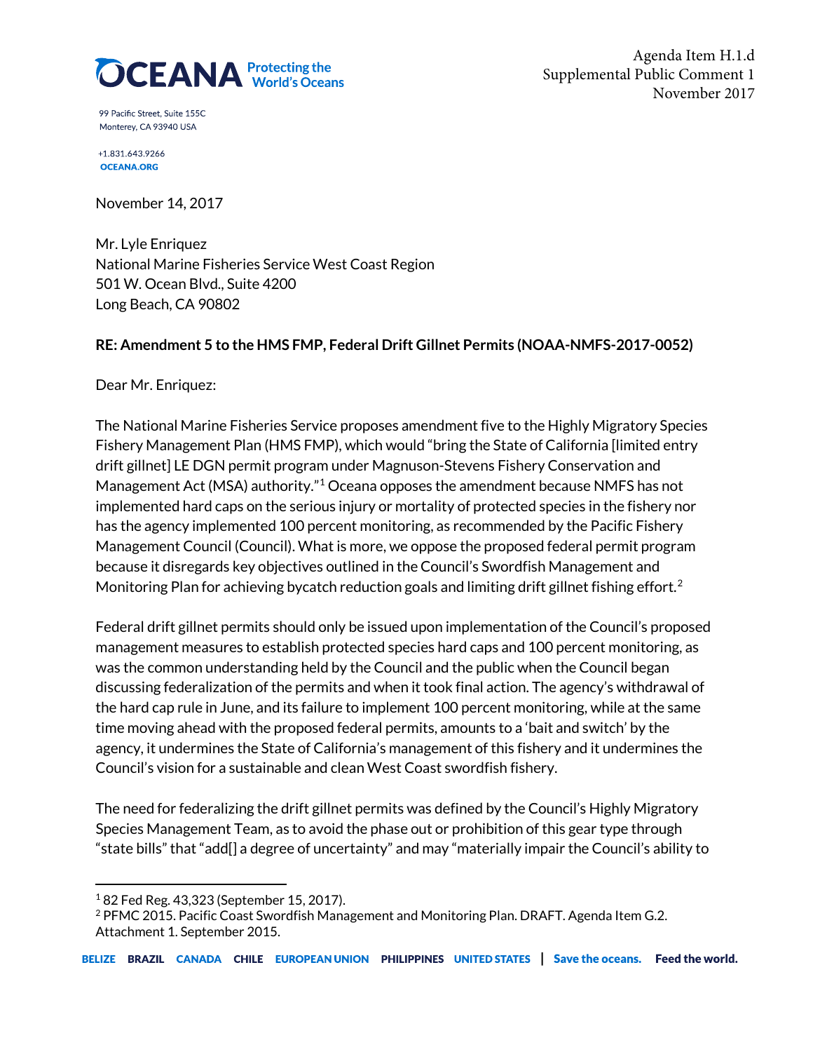OCEANA Protecting the World's Oceans

99 Pacific Street, Suite 155C
Monterey, CA 93940 USA

+1.831.643.9266
OCEANA.ORG

Agenda Item H.1.d
Supplemental Public Comment 1
November 2017

November 14, 2017

Mr. Lyle Enriquez
National Marine Fisheries Service West Coast Region
501 W. Ocean Blvd., Suite 4200
Long Beach, CA 90802

**RE: Amendment 5 to the HMS FMP, Federal Drift Gillnet Permits (NOAA-NMFS-2017-0052)**

Dear Mr. Enriquez:

The National Marine Fisheries Service proposes amendment five to the Highly Migratory Species Fishery Management Plan (HMS FMP), which would "bring the State of California [limited entry drift gillnet] LE DGN permit program under Magnuson-Stevens Fishery Conservation and Management Act (MSA) authority."[1] Oceana opposes the amendment because NMFS has not implemented hard caps on the serious injury or mortality of protected species in the fishery nor has the agency implemented 100 percent monitoring, as recommended by the Pacific Fishery Management Council (Council). What is more, we oppose the proposed federal permit program because it disregards key objectives outlined in the Council's Swordfish Management and Monitoring Plan for achieving bycatch reduction goals and limiting drift gillnet fishing effort.[2]

Federal drift gillnet permits should only be issued upon implementation of the Council's proposed management measures to establish protected species hard caps and 100 percent monitoring, as was the common understanding held by the Council and the public when the Council began discussing federalization of the permits and when it took final action. The agency's withdrawal of the hard cap rule in June, and its failure to implement 100 percent monitoring, while at the same time moving ahead with the proposed federal permits, amounts to a 'bait and switch' by the agency, it undermines the State of California's management of this fishery and it undermines the Council's vision for a sustainable and clean West Coast swordfish fishery.

The need for federalizing the drift gillnet permits was defined by the Council's Highly Migratory Species Management Team, as to avoid the phase out or prohibition of this gear type through "state bills" that "add[] a degree of uncertainty" and may "materially impair the Council's ability to

[1] 82 Fed Reg. 43,323 (September 15, 2017).
[2] PFMC 2015. Pacific Coast Swordfish Management and Monitoring Plan. DRAFT. Agenda Item G.2. Attachment 1. September 2015.

BELIZE BRAZIL CANADA CHILE EUROPEAN UNION PHILIPPINES UNITED STATES | Save the oceans. Feed the world.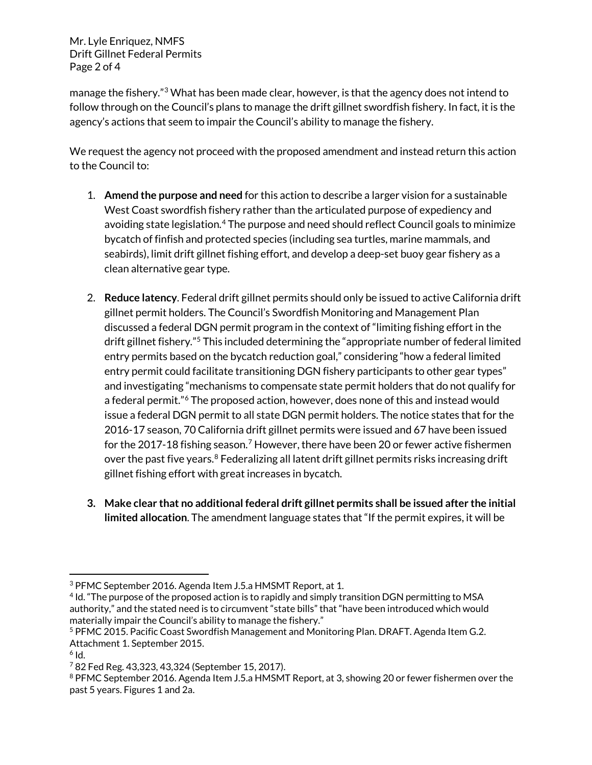manage the fishery."[3] What has been made clear, however, is that the agency does not intend to follow through on the Council's plans to manage the drift gillnet swordfish fishery. In fact, it is the agency's actions that seem to impair the Council's ability to manage the fishery.

We request the agency not proceed with the proposed amendment and instead return this action to the Council to:

1. **Amend the purpose and need** for this action to describe a larger vision for a sustainable West Coast swordfish fishery rather than the articulated purpose of expediency and avoiding state legislation.[4] The purpose and need should reflect Council goals to minimize bycatch of finfish and protected species (including sea turtles, marine mammals, and seabirds), limit drift gillnet fishing effort, and develop a deep-set buoy gear fishery as a clean alternative gear type.

2. **Reduce latency**. Federal drift gillnet permits should only be issued to active California drift gillnet permit holders. The Council's Swordfish Monitoring and Management Plan discussed a federal DGN permit program in the context of "limiting fishing effort in the drift gillnet fishery."[5] This included determining the "appropriate number of federal limited entry permits based on the bycatch reduction goal," considering "how a federal limited entry permit could facilitate transitioning DGN fishery participants to other gear types" and investigating "mechanisms to compensate state permit holders that do not qualify for a federal permit."[6] The proposed action, however, does none of this and instead would issue a federal DGN permit to all state DGN permit holders. The notice states that for the 2016-17 season, 70 California drift gillnet permits were issued and 67 have been issued for the 2017-18 fishing season.[7] However, there have been 20 or fewer active fishermen over the past five years.[8] Federalizing all latent drift gillnet permits risks increasing drift gillnet fishing effort with great increases in bycatch.

3. **Make clear that no additional federal drift gillnet permits shall be issued after the initial limited allocation**. The amendment language states that "If the permit expires, it will be

---

[3] PFMC September 2016. Agenda Item J.5.a HMSMT Report, at 1.

[4] Id. "The purpose of the proposed action is to rapidly and simply transition DGN permitting to MSA authority," and the stated need is to circumvent "state bills" that "have been introduced which would materially impair the Council's ability to manage the fishery."

[5] PFMC 2015. Pacific Coast Swordfish Management and Monitoring Plan. DRAFT. Agenda Item G.2. Attachment 1. September 2015.

[6] Id.

[7] 82 Fed Reg. 43,323, 43,324 (September 15, 2017).

[8] PFMC September 2016. Agenda Item J.5.a HMSMT Report, at 3, showing 20 or fewer fishermen over the past 5 years. Figures 1 and 2a.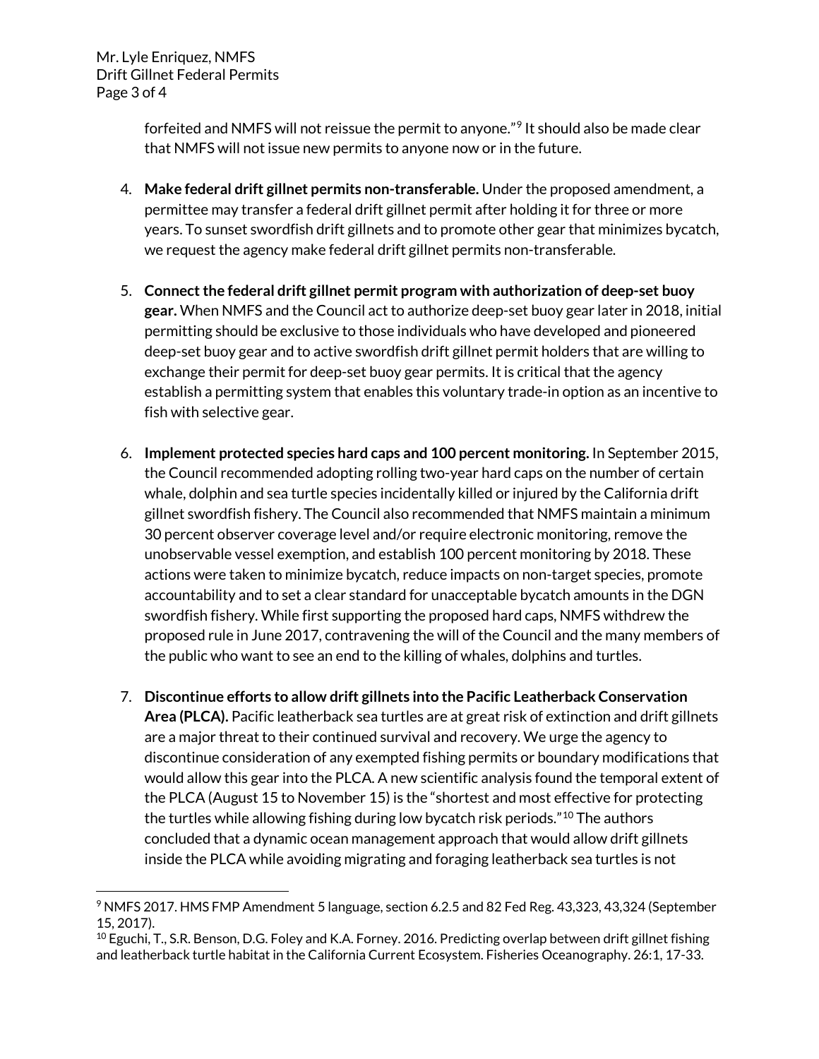forfeited and NMFS will not reissue the permit to anyone."[9] It should also be made clear that NMFS will not issue new permits to anyone now or in the future.

4. **Make federal drift gillnet permits non-transferable.** Under the proposed amendment, a permittee may transfer a federal drift gillnet permit after holding it for three or more years. To sunset swordfish drift gillnets and to promote other gear that minimizes bycatch, we request the agency make federal drift gillnet permits non-transferable.

5. **Connect the federal drift gillnet permit program with authorization of deep-set buoy gear.** When NMFS and the Council act to authorize deep-set buoy gear later in 2018, initial permitting should be exclusive to those individuals who have developed and pioneered deep-set buoy gear and to active swordfish drift gillnet permit holders that are willing to exchange their permit for deep-set buoy gear permits. It is critical that the agency establish a permitting system that enables this voluntary trade-in option as an incentive to fish with selective gear.

6. **Implement protected species hard caps and 100 percent monitoring.** In September 2015, the Council recommended adopting rolling two-year hard caps on the number of certain whale, dolphin and sea turtle species incidentally killed or injured by the California drift gillnet swordfish fishery. The Council also recommended that NMFS maintain a minimum 30 percent observer coverage level and/or require electronic monitoring, remove the unobservable vessel exemption, and establish 100 percent monitoring by 2018. These actions were taken to minimize bycatch, reduce impacts on non-target species, promote accountability and to set a clear standard for unacceptable bycatch amounts in the DGN swordfish fishery. While first supporting the proposed hard caps, NMFS withdrew the proposed rule in June 2017, contravening the will of the Council and the many members of the public who want to see an end to the killing of whales, dolphins and turtles.

7. **Discontinue efforts to allow drift gillnets into the Pacific Leatherback Conservation Area (PLCA).** Pacific leatherback sea turtles are at great risk of extinction and drift gillnets are a major threat to their continued survival and recovery. We urge the agency to discontinue consideration of any exempted fishing permits or boundary modifications that would allow this gear into the PLCA. A new scientific analysis found the temporal extent of the PLCA (August 15 to November 15) is the "shortest and most effective for protecting the turtles while allowing fishing during low bycatch risk periods."[10] The authors concluded that a dynamic ocean management approach that would allow drift gillnets inside the PLCA while avoiding migrating and foraging leatherback sea turtles is not

---

[9] NMFS 2017. HMS FMP Amendment 5 language, section 6.2.5 and 82 Fed Reg. 43,323, 43,324 (September 15, 2017).

[10] Eguchi, T., S.R. Benson, D.G. Foley and K.A. Forney. 2016. Predicting overlap between drift gillnet fishing and leatherback turtle habitat in the California Current Ecosystem. Fisheries Oceanography. 26:1, 17-33.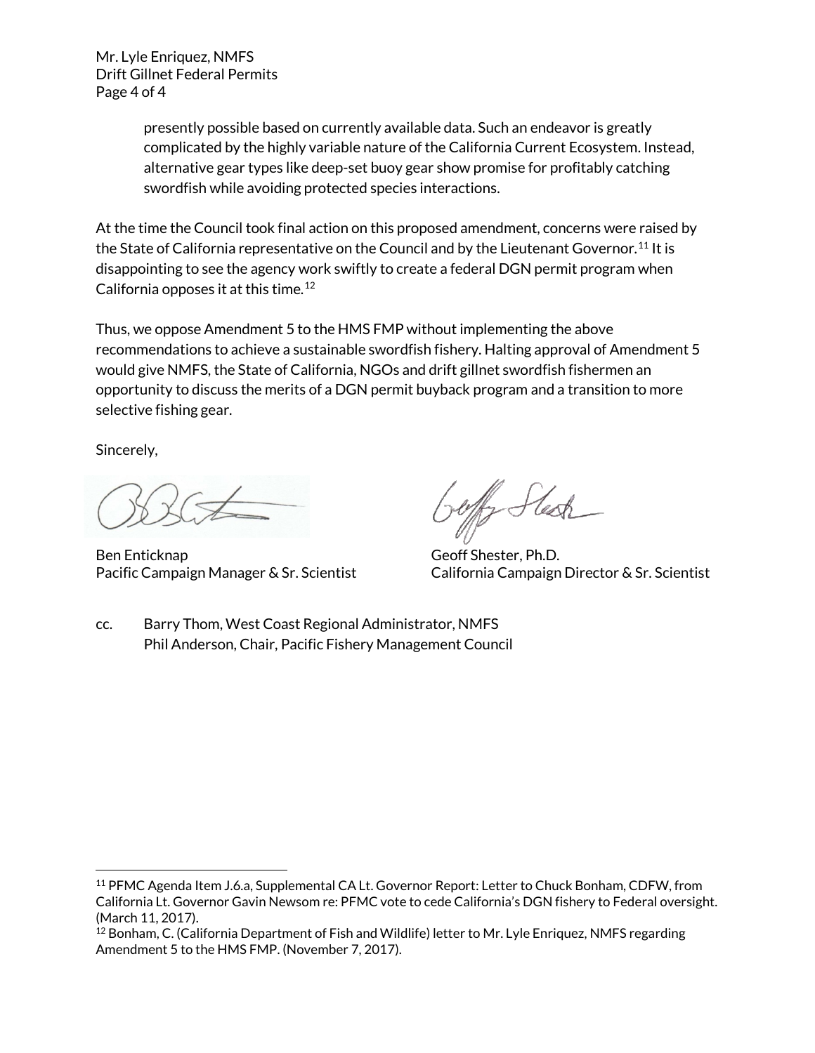presently possible based on currently available data. Such an endeavor is greatly complicated by the highly variable nature of the California Current Ecosystem. Instead, alternative gear types like deep-set buoy gear show promise for profitably catching swordfish while avoiding protected species interactions.

At the time the Council took final action on this proposed amendment, concerns were raised by the State of California representative on the Council and by the Lieutenant Governor.[11] It is disappointing to see the agency work swiftly to create a federal DGN permit program when California opposes it at this time.[12]

Thus, we oppose Amendment 5 to the HMS FMP without implementing the above recommendations to achieve a sustainable swordfish fishery. Halting approval of Amendment 5 would give NMFS, the State of California, NGOs and drift gillnet swordfish fishermen an opportunity to discuss the merits of a DGN permit buyback program and a transition to more selective fishing gear.

Sincerely,

Ben Enticknap
Pacific Campaign Manager & Sr. Scientist

Geoff Shester, Ph.D.
California Campaign Director & Sr. Scientist

cc. Barry Thom, West Coast Regional Administrator, NMFS
Phil Anderson, Chair, Pacific Fishery Management Council

---

[11] PFMC Agenda Item J.6.a, Supplemental CA Lt. Governor Report: Letter to Chuck Bonham, CDFW, from California Lt. Governor Gavin Newsom re: PFMC vote to cede California's DGN fishery to Federal oversight. (March 11, 2017).

[12] Bonham, C. (California Department of Fish and Wildlife) letter to Mr. Lyle Enriquez, NMFS regarding Amendment 5 to the HMS FMP. (November 7, 2017).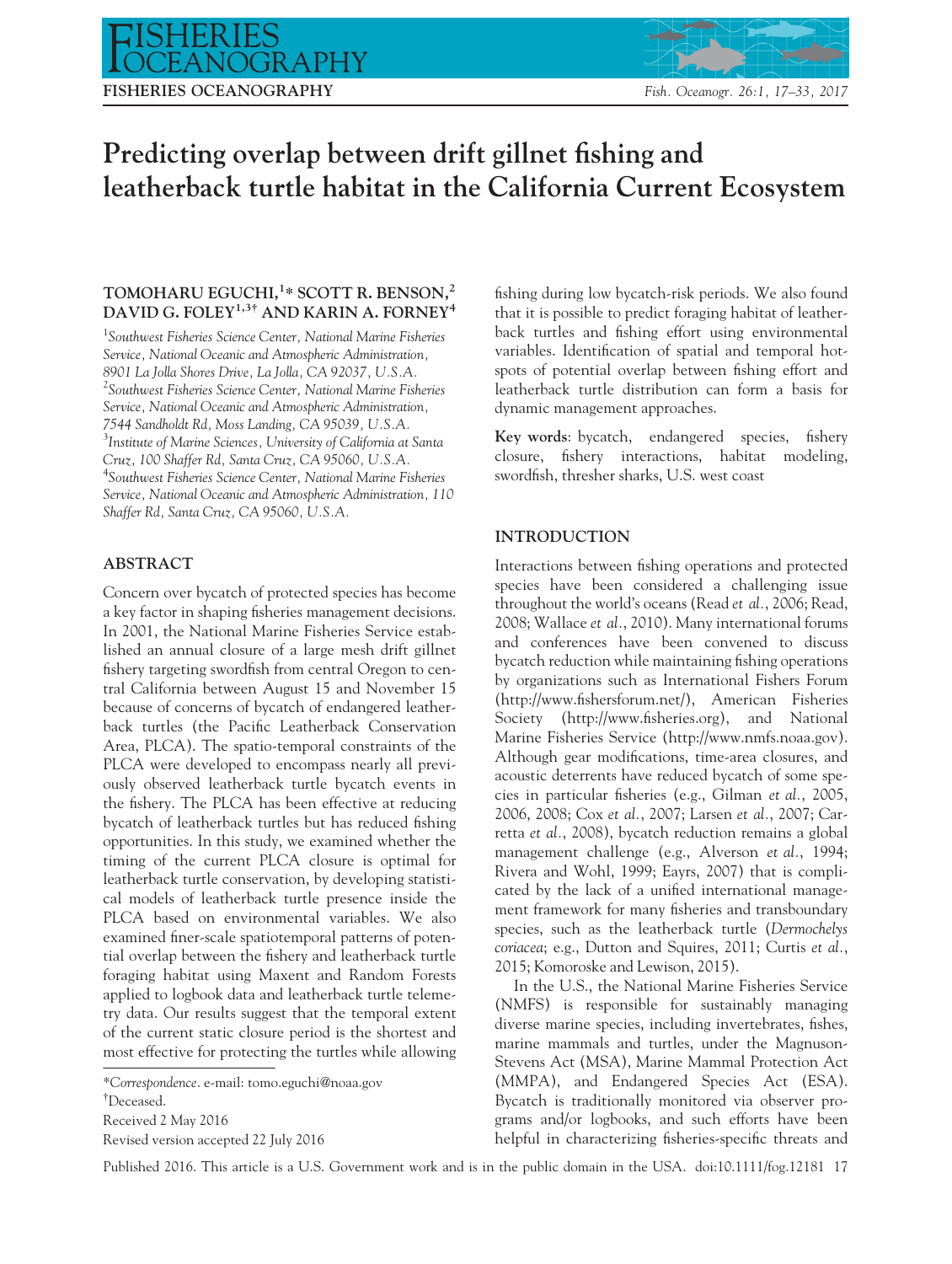# Predicting overlap between drift gillnet fishing and leatherback turtle habitat in the California Current Ecosystem

**TOMOHARU EGUCHI,[1]* SCOTT R. BENSON,[2] DAVID G. FOLEY[1,3†] AND KARIN A. FORNEY[4]**

[1]Southwest Fisheries Science Center, National Marine Fisheries Service, National Oceanic and Atmospheric Administration, 8901 La Jolla Shores Drive, La Jolla, CA 92037, U.S.A.
[2]Southwest Fisheries Science Center, National Marine Fisheries Service, National Oceanic and Atmospheric Administration, 7544 Sandholdt Rd, Moss Landing, CA 95039, U.S.A.
[3]Institute of Marine Sciences, University of California at Santa Cruz, 100 Shaffer Rd, Santa Cruz, CA 95060, U.S.A.
[4]Southwest Fisheries Science Center, National Marine Fisheries Service, National Oceanic and Atmospheric Administration, 110 Shaffer Rd, Santa Cruz, CA 95060, U.S.A.

## ABSTRACT

Concern over bycatch of protected species has become a key factor in shaping fisheries management decisions. In 2001, the National Marine Fisheries Service established an annual closure of a large mesh drift gillnet fishery targeting swordfish from central Oregon to central California between August 15 and November 15 because of concerns of bycatch of endangered leatherback turtles (the Pacific Leatherback Conservation Area, PLCA). The spatio-temporal constraints of the PLCA were developed to encompass nearly all previously observed leatherback turtle bycatch events in the fishery. The PLCA has been effective at reducing bycatch of leatherback turtles but has reduced fishing opportunities. In this study, we examined whether the timing of the current PLCA closure is optimal for leatherback turtle conservation, by developing statistical models of leatherback turtle presence inside the PLCA based on environmental variables. We also examined finer-scale spatiotemporal patterns of potential overlap between the fishery and leatherback turtle foraging habitat using Maxent and Random Forests applied to logbook data and leatherback turtle telemetry data. Our results suggest that the temporal extent of the current static closure period is the shortest and most effective for protecting the turtles while allowing fishing during low bycatch-risk periods. We also found that it is possible to predict foraging habitat of leatherback turtles and fishing effort using environmental variables. Identification of spatial and temporal hotspots of potential overlap between fishing effort and leatherback turtle distribution can form a basis for dynamic management approaches.

**Key words**: bycatch, endangered species, fishery closure, fishery interactions, habitat modeling, swordfish, thresher sharks, U.S. west coast

*Correspondence. e-mail: tomo.eguchi@noaa.gov
†Deceased.
Received 2 May 2016
Revised version accepted 22 July 2016

## INTRODUCTION

Interactions between fishing operations and protected species have been considered a challenging issue throughout the world's oceans (Read *et al.*, 2006; Read, 2008; Wallace *et al.*, 2010). Many international forums and conferences have been convened to discuss bycatch reduction while maintaining fishing operations by organizations such as International Fishers Forum (http://www.fishersforum.net/), American Fisheries Society (http://www.fisheries.org), and National Marine Fisheries Service (http://www.nmfs.noaa.gov). Although gear modifications, time-area closures, and acoustic deterrents have reduced bycatch of some species in particular fisheries (e.g., Gilman *et al.*, 2005, 2006, 2008; Cox *et al.*, 2007; Larsen *et al.*, 2007; Carretta *et al.*, 2008), bycatch reduction remains a global management challenge (e.g., Alverson *et al.*, 1994; Rivera and Wohl, 1999; Eayrs, 2007) that is complicated by the lack of a unified international management framework for many fisheries and transboundary species, such as the leatherback turtle (*Dermochelys coriacea*; e.g., Dutton and Squires, 2011; Curtis *et al.*, 2015; Komoroske and Lewison, 2015).

In the U.S., the National Marine Fisheries Service (NMFS) is responsible for sustainably managing diverse marine species, including invertebrates, fishes, marine mammals and turtles, under the Magnuson-Stevens Act (MSA), Marine Mammal Protection Act (MMPA), and Endangered Species Act (ESA). Bycatch is traditionally monitored via observer programs and/or logbooks, and such efforts have been helpful in characterizing fisheries-specific threats and

Published 2016. This article is a U.S. Government work and is in the public domain in the USA. doi:10.1111/fog.12181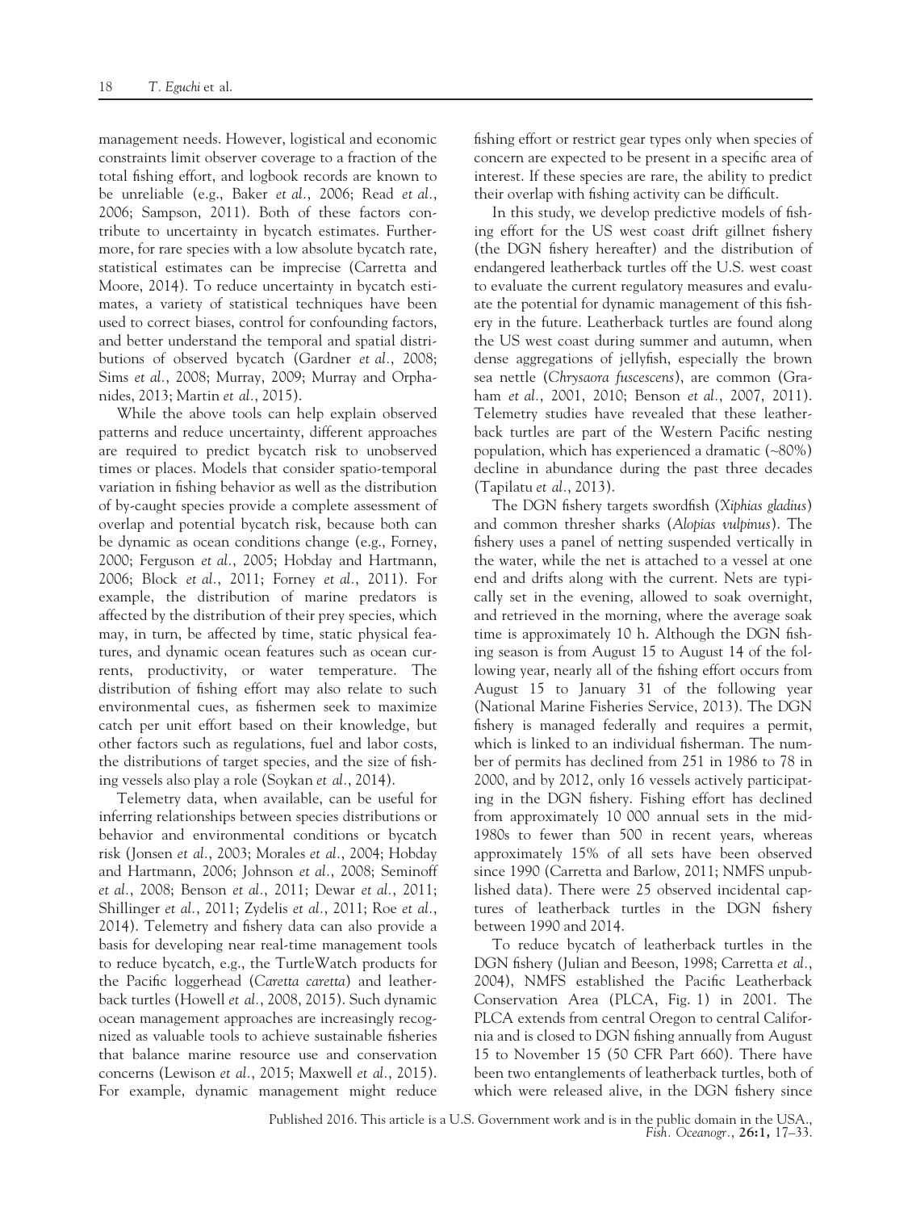management needs. However, logistical and economic constraints limit observer coverage to a fraction of the total fishing effort, and logbook records are known to be unreliable (e.g., Baker *et al.*, 2006; Read *et al.*, 2006; Sampson, 2011). Both of these factors contribute to uncertainty in bycatch estimates. Furthermore, for rare species with a low absolute bycatch rate, statistical estimates can be imprecise (Carretta and Moore, 2014). To reduce uncertainty in bycatch estimates, a variety of statistical techniques have been used to correct biases, control for confounding factors, and better understand the temporal and spatial distributions of observed bycatch (Gardner *et al.*, 2008; Sims *et al.*, 2008; Murray, 2009; Murray and Orphanides, 2013; Martin *et al.*, 2015).

While the above tools can help explain observed patterns and reduce uncertainty, different approaches are required to predict bycatch risk to unobserved times or places. Models that consider spatio-temporal variation in fishing behavior as well as the distribution of by-caught species provide a complete assessment of overlap and potential bycatch risk, because both can be dynamic as ocean conditions change (e.g., Forney, 2000; Ferguson *et al.*, 2005; Hobday and Hartmann, 2006; Block *et al.*, 2011; Forney *et al.*, 2011). For example, the distribution of marine predators is affected by the distribution of their prey species, which may, in turn, be affected by time, static physical features, and dynamic ocean features such as ocean currents, productivity, or water temperature. The distribution of fishing effort may also relate to such environmental cues, as fishermen seek to maximize catch per unit effort based on their knowledge, but other factors such as regulations, fuel and labor costs, the distributions of target species, and the size of fishing vessels also play a role (Soykan *et al.*, 2014).

Telemetry data, when available, can be useful for inferring relationships between species distributions or behavior and environmental conditions or bycatch risk (Jonsen *et al.*, 2003; Morales *et al.*, 2004; Hobday and Hartmann, 2006; Johnson *et al.*, 2008; Seminoff *et al.*, 2008; Benson *et al.*, 2011; Dewar *et al.*, 2011; Shillinger *et al.*, 2011; Zydelis *et al.*, 2011; Roe *et al.*, 2014). Telemetry and fishery data can also provide a basis for developing near real-time management tools to reduce bycatch, e.g., the TurtleWatch products for the Pacific loggerhead (*Caretta caretta*) and leatherback turtles (Howell *et al.*, 2008, 2015). Such dynamic ocean management approaches are increasingly recognized as valuable tools to achieve sustainable fisheries that balance marine resource use and conservation concerns (Lewison *et al.*, 2015; Maxwell *et al.*, 2015). For example, dynamic management might reduce fishing effort or restrict gear types only when species of concern are expected to be present in a specific area of interest. If these species are rare, the ability to predict their overlap with fishing activity can be difficult.

In this study, we develop predictive models of fishing effort for the US west coast drift gillnet fishery (the DGN fishery hereafter) and the distribution of endangered leatherback turtles off the U.S. west coast to evaluate the current regulatory measures and evaluate the potential for dynamic management of this fishery in the future. Leatherback turtles are found along the US west coast during summer and autumn, when dense aggregations of jellyfish, especially the brown sea nettle (*Chrysaora fuscescens*), are common (Graham *et al.*, 2001, 2010; Benson *et al.*, 2007, 2011). Telemetry studies have revealed that these leatherback turtles are part of the Western Pacific nesting population, which has experienced a dramatic (~80%) decline in abundance during the past three decades (Tapilatu *et al.*, 2013).

The DGN fishery targets swordfish (*Xiphias gladius*) and common thresher sharks (*Alopias vulpinus*). The fishery uses a panel of netting suspended vertically in the water, while the net is attached to a vessel at one end and drifts along with the current. Nets are typically set in the evening, allowed to soak overnight, and retrieved in the morning, where the average soak time is approximately 10 h. Although the DGN fishing season is from August 15 to August 14 of the following year, nearly all of the fishing effort occurs from August 15 to January 31 of the following year (National Marine Fisheries Service, 2013). The DGN fishery is managed federally and requires a permit, which is linked to an individual fisherman. The number of permits has declined from 251 in 1986 to 78 in 2000, and by 2012, only 16 vessels actively participating in the DGN fishery. Fishing effort has declined from approximately 10 000 annual sets in the mid-1980s to fewer than 500 in recent years, whereas approximately 15% of all sets have been observed since 1990 (Carretta and Barlow, 2011; NMFS unpublished data). There were 25 observed incidental captures of leatherback turtles in the DGN fishery between 1990 and 2014.

To reduce bycatch of leatherback turtles in the DGN fishery (Julian and Beeson, 1998; Carretta *et al.*, 2004), NMFS established the Pacific Leatherback Conservation Area (PLCA, Fig. 1) in 2001. The PLCA extends from central Oregon to central California and is closed to DGN fishing annually from August 15 to November 15 (50 CFR Part 660). There have been two entanglements of leatherback turtles, both of which were released alive, in the DGN fishery since

Published 2016. This article is a U.S. Government work and is in the public domain in the USA.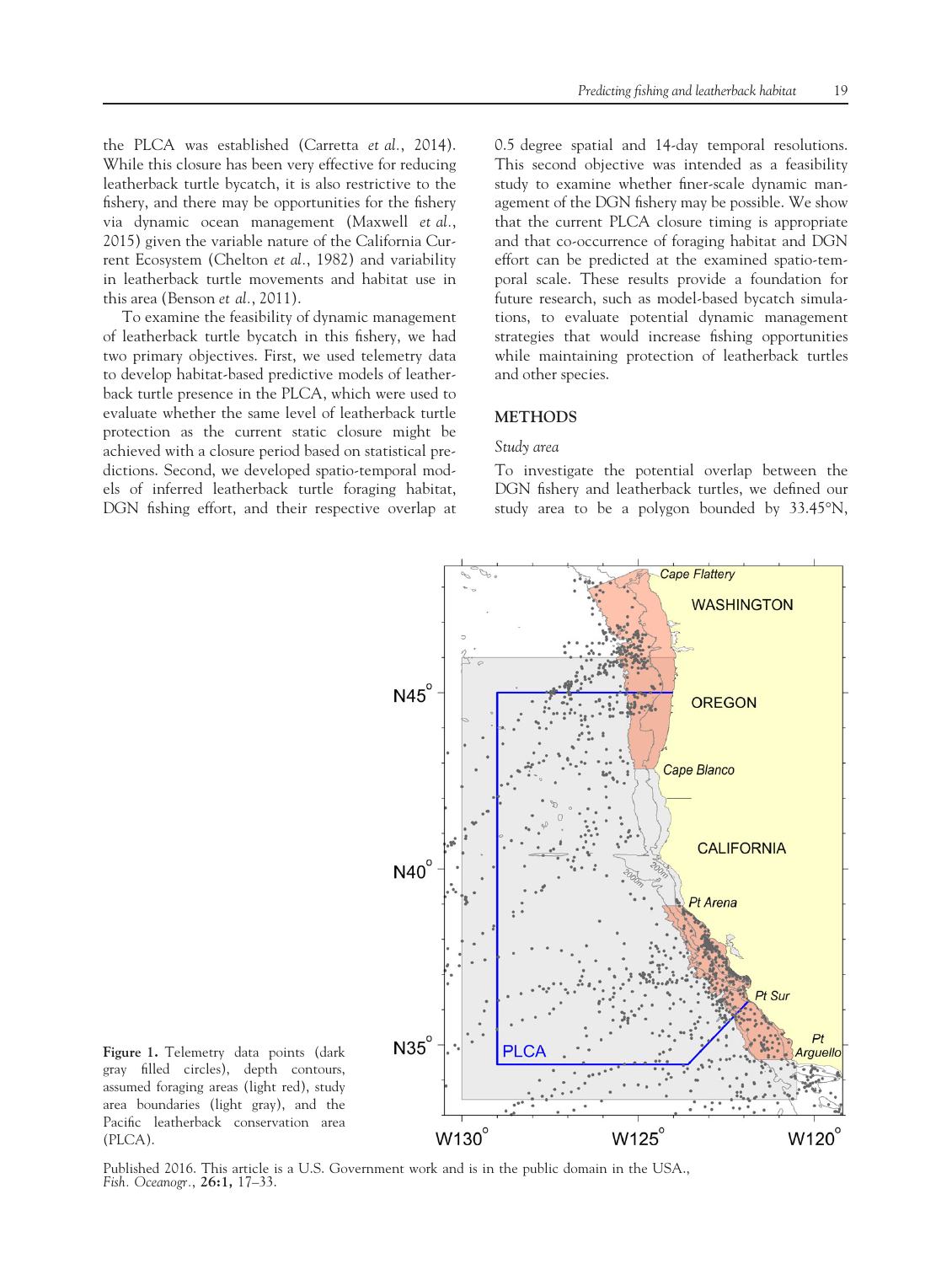the PLCA was established (Carretta *et al.*, 2014). While this closure has been very effective for reducing leatherback turtle bycatch, it is also restrictive to the fishery, and there may be opportunities for the fishery via dynamic ocean management (Maxwell *et al.*, 2015) given the variable nature of the California Current Ecosystem (Chelton *et al.*, 1982) and variability in leatherback turtle movements and habitat use in this area (Benson *et al.*, 2011).

To examine the feasibility of dynamic management of leatherback turtle bycatch in this fishery, we had two primary objectives. First, we used telemetry data to develop habitat-based predictive models of leatherback turtle presence in the PLCA, which were used to evaluate whether the same level of leatherback turtle protection as the current static closure might be achieved with a closure period based on statistical predictions. Second, we developed spatio-temporal models of inferred leatherback turtle foraging habitat, DGN fishing effort, and their respective overlap at 0.5 degree spatial and 14-day temporal resolutions. This second objective was intended as a feasibility study to examine whether finer-scale dynamic management of the DGN fishery may be possible. We show that the current PLCA closure timing is appropriate and that co-occurrence of foraging habitat and DGN effort can be predicted at the examined spatio-temporal scale. These results provide a foundation for future research, such as model-based bycatch simulations, to evaluate potential dynamic management strategies that would increase fishing opportunities while maintaining protection of leatherback turtles and other species.

## METHODS

### *Study area*

To investigate the potential overlap between the DGN fishery and leatherback turtles, we defined our study area to be a polygon bounded by 33.45°N,

**Figure 1.** Telemetry data points (dark gray filled circles), depth contours, assumed foraging areas (light red), study area boundaries (light gray), and the Pacific leatherback conservation area (PLCA).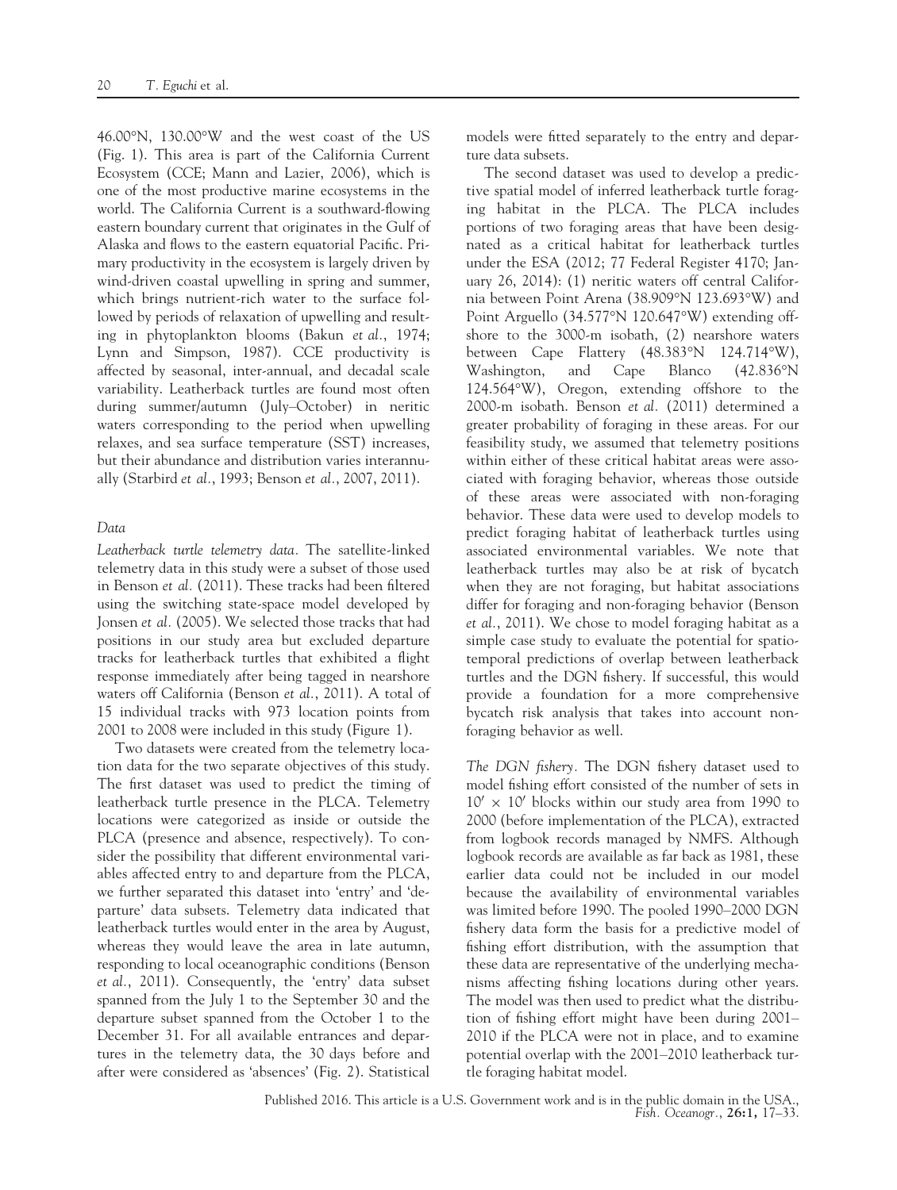46.00°N, 130.00°W and the west coast of the US (Fig. 1). This area is part of the California Current Ecosystem (CCE; Mann and Lazier, 2006), which is one of the most productive marine ecosystems in the world. The California Current is a southward-flowing eastern boundary current that originates in the Gulf of Alaska and flows to the eastern equatorial Pacific. Primary productivity in the ecosystem is largely driven by wind-driven coastal upwelling in spring and summer, which brings nutrient-rich water to the surface followed by periods of relaxation of upwelling and resulting in phytoplankton blooms (Bakun *et al.*, 1974; Lynn and Simpson, 1987). CCE productivity is affected by seasonal, inter-annual, and decadal scale variability. Leatherback turtles are found most often during summer/autumn (July–October) in neritic waters corresponding to the period when upwelling relaxes, and sea surface temperature (SST) increases, but their abundance and distribution varies interannually (Starbird *et al.*, 1993; Benson *et al.*, 2007, 2011).

### *Data*

*Leatherback turtle telemetry data.* The satellite-linked telemetry data in this study were a subset of those used in Benson *et al.* (2011). These tracks had been filtered using the switching state-space model developed by Jonsen *et al.* (2005). We selected those tracks that had positions in our study area but excluded departure tracks for leatherback turtles that exhibited a flight response immediately after being tagged in nearshore waters off California (Benson *et al.*, 2011). A total of 15 individual tracks with 973 location points from 2001 to 2008 were included in this study (Figure 1).

Two datasets were created from the telemetry location data for the two separate objectives of this study. The first dataset was used to predict the timing of leatherback turtle presence in the PLCA. Telemetry locations were categorized as inside or outside the PLCA (presence and absence, respectively). To consider the possibility that different environmental variables affected entry to and departure from the PLCA, we further separated this dataset into 'entry' and 'departure' data subsets. Telemetry data indicated that leatherback turtles would enter in the area by August, whereas they would leave the area in late autumn, responding to local oceanographic conditions (Benson *et al.*, 2011). Consequently, the 'entry' data subset spanned from the July 1 to the September 30 and the departure subset spanned from the October 1 to the December 31. For all available entrances and departures in the telemetry data, the 30 days before and after were considered as 'absences' (Fig. 2). Statistical models were fitted separately to the entry and departure data subsets.

The second dataset was used to develop a predictive spatial model of inferred leatherback turtle foraging habitat in the PLCA. The PLCA includes portions of two foraging areas that have been designated as a critical habitat for leatherback turtles under the ESA (2012; 77 Federal Register 4170; January 26, 2014): (1) neritic waters off central California between Point Arena (38.909°N 123.693°W) and Point Arguello (34.577°N 120.647°W) extending offshore to the 3000-m isobath, (2) nearshore waters between Cape Flattery (48.383°N 124.714°W), Washington, and Cape Blanco (42.836°N 124.564°W), Oregon, extending offshore to the 2000-m isobath. Benson *et al.* (2011) determined a greater probability of foraging in these areas. For our feasibility study, we assumed that telemetry positions within either of these critical habitat areas were associated with foraging behavior, whereas those outside of these areas were associated with non-foraging behavior. These data were used to develop models to predict foraging habitat of leatherback turtles using associated environmental variables. We note that leatherback turtles may also be at risk of bycatch when they are not foraging, but habitat associations differ for foraging and non-foraging behavior (Benson *et al.*, 2011). We chose to model foraging habitat as a simple case study to evaluate the potential for spatiotemporal predictions of overlap between leatherback turtles and the DGN fishery. If successful, this would provide a foundation for a more comprehensive bycatch risk analysis that takes into account non-foraging behavior as well.

*The DGN fishery.* The DGN fishery dataset used to model fishing effort consisted of the number of sets in $10' \times 10'$ blocks within our study area from 1990 to 2000 (before implementation of the PLCA), extracted from logbook records managed by NMFS. Although logbook records are available as far back as 1981, these earlier data could not be included in our model because the availability of environmental variables was limited before 1990. The pooled 1990–2000 DGN fishery data form the basis for a predictive model of fishing effort distribution, with the assumption that these data are representative of the underlying mechanisms affecting fishing locations during other years. The model was then used to predict what the distribution of fishing effort might have been during 2001–2010 if the PLCA were not in place, and to examine potential overlap with the 2001–2010 leatherback turtle foraging habitat model.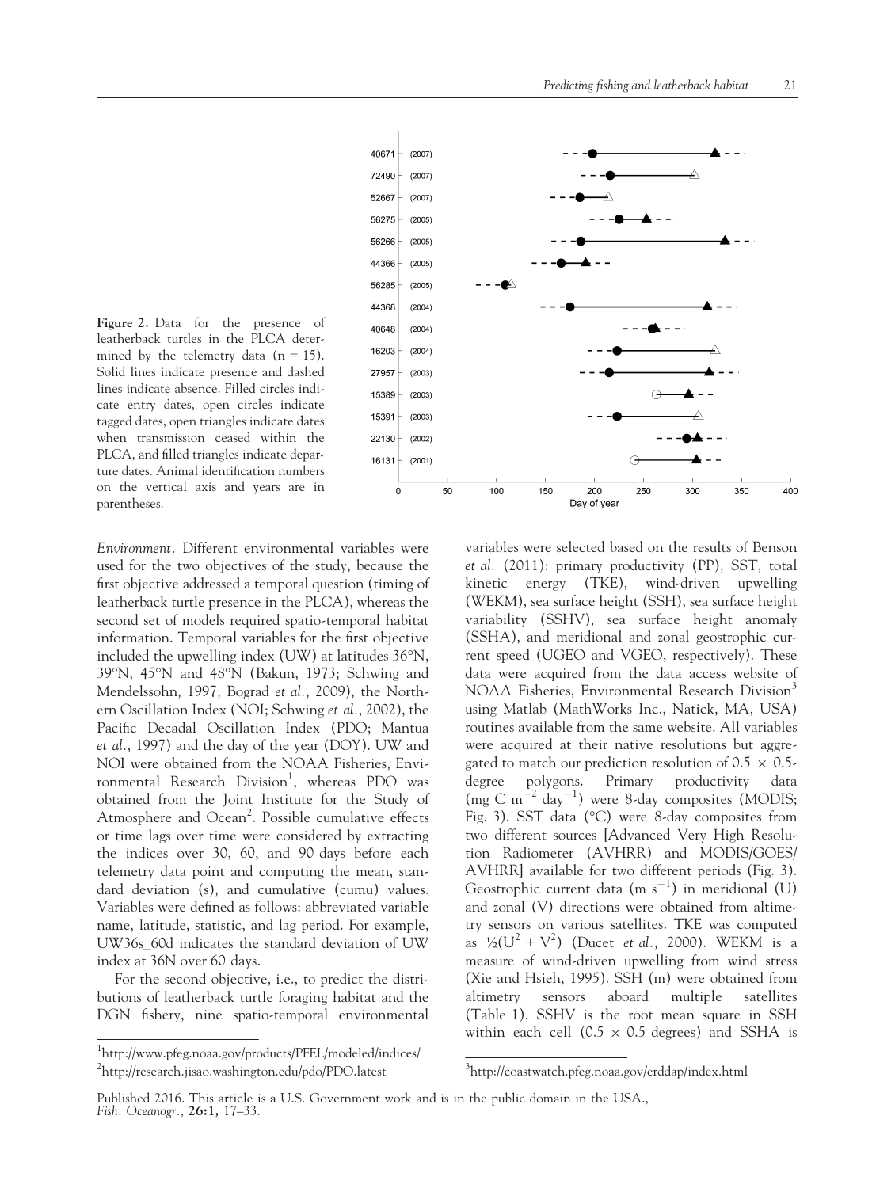**Figure 2.** Data for the presence of leatherback turtles in the PLCA determined by the telemetry data (n = 15). Solid lines indicate presence and dashed lines indicate absence. Filled circles indicate entry dates, open circles indicate tagged dates, open triangles indicate dates when transmission ceased within the PLCA, and filled triangles indicate departure dates. Animal identification numbers on the vertical axis and years are in parentheses.

*Environment*. Different environmental variables were used for the two objectives of the study, because the first objective addressed a temporal question (timing of leatherback turtle presence in the PLCA), whereas the second set of models required spatio-temporal habitat information. Temporal variables for the first objective included the upwelling index (UW) at latitudes 36°N, 39°N, 45°N and 48°N (Bakun, 1973; Schwing and Mendelssohn, 1997; Bograd *et al.*, 2009), the Northern Oscillation Index (NOI; Schwing *et al.*, 2002), the Pacific Decadal Oscillation Index (PDO; Mantua *et al.*, 1997) and the day of the year (DOY). UW and NOI were obtained from the NOAA Fisheries, Environmental Research Division[1], whereas PDO was obtained from the Joint Institute for the Study of Atmosphere and Ocean[2]. Possible cumulative effects or time lags over time were considered by extracting the indices over 30, 60, and 90 days before each telemetry data point and computing the mean, standard deviation (s), and cumulative (cumu) values. Variables were defined as follows: abbreviated variable name, latitude, statistic, and lag period. For example, UW36s_60d indicates the standard deviation of UW index at 36N over 60 days.

For the second objective, i.e., to predict the distributions of leatherback turtle foraging habitat and the DGN fishery, nine spatio-temporal environmental variables were selected based on the results of Benson *et al.* (2011): primary productivity (PP), SST, total kinetic energy (TKE), wind-driven upwelling (WEKM), sea surface height (SSH), sea surface height variability (SSHV), sea surface height anomaly (SSHA), and meridional and zonal geostrophic current speed (UGEO and VGEO, respectively). These data were acquired from the data access website of NOAA Fisheries, Environmental Research Division[3] using Matlab (MathWorks Inc., Natick, MA, USA) routines available from the same website. All variables were acquired at their native resolutions but aggregated to match our prediction resolution of 0.5 × 0.5-degree polygons. Primary productivity data (mg C $m^{-2}$ $day^{-1}$) were 8-day composites (MODIS; Fig. 3). SST data (°C) were 8-day composites from two different sources [Advanced Very High Resolution Radiometer (AVHRR) and MODIS/GOES/AVHRR] available for two different periods (Fig. 3). Geostrophic current data (m $s^{-1}$) in meridional (U) and zonal (V) directions were obtained from altimetry sensors on various satellites. TKE was computed as $\frac{1}{2}(U^2 + V^2)$ (Ducet *et al.*, 2000). WEKM is a measure of wind-driven upwelling from wind stress (Xie and Hsieh, 1995). SSH (m) were obtained from altimetry sensors aboard multiple satellites (Table 1). SSHV is the root mean square in SSH within each cell (0.5 × 0.5 degrees) and SSHA is

[1] http://www.pfeg.noaa.gov/products/PFEL/modeled/indices/

[2] http://research.jisao.washington.edu/pdo/PDO.latest

[3] http://coastwatch.pfeg.noaa.gov/erddap/index.html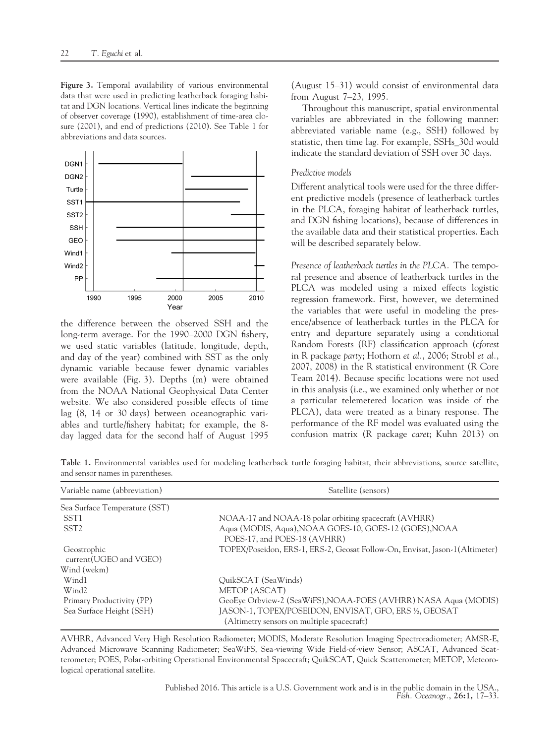**Figure 3.** Temporal availability of various environmental data that were used in predicting leatherback foraging habitat and DGN locations. Vertical lines indicate the beginning of observer coverage (1990), establishment of time-area closure (2001), and end of predictions (2010). See Table 1 for abbreviations and data sources.

the difference between the observed SSH and the long-term average. For the 1990–2000 DGN fishery, we used static variables (latitude, longitude, depth, and day of the year) combined with SST as the only dynamic variable because fewer dynamic variables were available (Fig. 3). Depths (m) were obtained from the NOAA National Geophysical Data Center website. We also considered possible effects of time lag (8, 14 or 30 days) between oceanographic variables and turtle/fishery habitat; for example, the 8-day lagged data for the second half of August 1995 (August 15–31) would consist of environmental data from August 7–23, 1995.

Throughout this manuscript, spatial environmental variables are abbreviated in the following manner: abbreviated variable name (e.g., SSH) followed by statistic, then time lag. For example, SSHs_30d would indicate the standard deviation of SSH over 30 days.

### Predictive models

Different analytical tools were used for the three different predictive models (presence of leatherback turtles in the PLCA, foraging habitat of leatherback turtles, and DGN fishing locations), because of differences in the available data and their statistical properties. Each will be described separately below.

*Presence of leatherback turtles in the PLCA.* The temporal presence and absence of leatherback turtles in the PLCA was modeled using a mixed effects logistic regression framework. First, however, we determined the variables that were useful in modeling the presence/absence of leatherback turtles in the PLCA for entry and departure separately using a conditional Random Forests (RF) classification approach (*cforest* in R package *party*; Hothorn *et al.*, 2006; Strobl *et al.*, 2007, 2008) in the R statistical environment (R Core Team 2014). Because specific locations were not used in this analysis (i.e., we examined only whether or not a particular telemetered location was inside of the PLCA), data were treated as a binary response. The performance of the RF model was evaluated using the confusion matrix (R package *caret*; Kuhn 2013) on

**Table 1.** Environmental variables used for modeling leatherback turtle foraging habitat, their abbreviations, source satellite, and sensor names in parentheses.

| Variable name (abbreviation) | Satellite (sensors) |
|---|---|
| Sea Surface Temperature (SST) | |
| SST1 | NOAA-17 and NOAA-18 polar orbiting spacecraft (AVHRR) |
| SST2 | Aqua (MODIS, Aqua),NOAA GOES-10, GOES-12 (GOES),NOAA POES-17, and POES-18 (AVHRR) |
| Geostrophic current(UGEO and VGEO) | TOPEX/Poseidon, ERS-1, ERS-2, Geosat Follow-On, Envisat, Jason-1(Altimeter) |
| Wind (wekm) | |
| Wind1 | QuikSCAT (SeaWinds) |
| Wind2 | METOP (ASCAT) |
| Primary Productivity (PP) | GeoEye Orbview-2 (SeaWiFS),NOAA-POES (AVHRR) NASA Aqua (MODIS) |
| Sea Surface Height (SSH) | JASON-1, TOPEX/POSEIDON, ENVISAT, GFO, ERS ½, GEOSAT (Altimetry sensors on multiple spacecraft) |

AVHRR, Advanced Very High Resolution Radiometer; MODIS, Moderate Resolution Imaging Spectroradiometer; AMSR-E, Advanced Microwave Scanning Radiometer; SeaWiFS, Sea-viewing Wide Field-of-view Sensor; ASCAT, Advanced Scatterometer; POES, Polar-orbiting Operational Environmental Spacecraft; QuikSCAT, Quick Scatterometer; METOP, Meteorological operational satellite.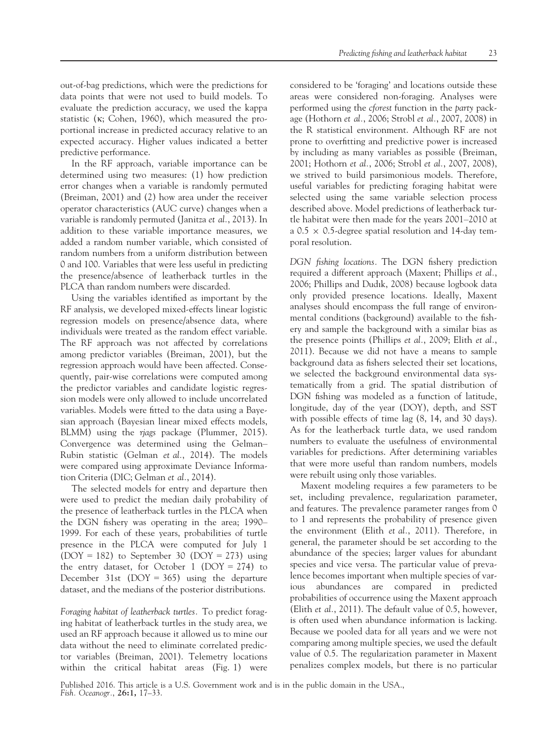out-of-bag predictions, which were the predictions for data points that were not used to build models. To evaluate the prediction accuracy, we used the kappa statistic (κ; Cohen, 1960), which measured the proportional increase in predicted accuracy relative to an expected accuracy. Higher values indicated a better predictive performance.

In the RF approach, variable importance can be determined using two measures: (1) how prediction error changes when a variable is randomly permuted (Breiman, 2001) and (2) how area under the receiver operator characteristics (AUC curve) changes when a variable is randomly permuted (Janitza *et al.*, 2013). In addition to these variable importance measures, we added a random number variable, which consisted of random numbers from a uniform distribution between 0 and 100. Variables that were less useful in predicting the presence/absence of leatherback turtles in the PLCA than random numbers were discarded.

Using the variables identified as important by the RF analysis, we developed mixed-effects linear logistic regression models on presence/absence data, where individuals were treated as the random effect variable. The RF approach was not affected by correlations among predictor variables (Breiman, 2001), but the regression approach would have been affected. Consequently, pair-wise correlations were computed among the predictor variables and candidate logistic regression models were only allowed to include uncorrelated variables. Models were fitted to the data using a Bayesian approach (Bayesian linear mixed effects models, BLMM) using the *rjags* package (Plummer, 2015). Convergence was determined using the Gelman–Rubin statistic (Gelman *et al.*, 2014). The models were compared using approximate Deviance Information Criteria (DIC; Gelman *et al.*, 2014).

The selected models for entry and departure then were used to predict the median daily probability of the presence of leatherback turtles in the PLCA when the DGN fishery was operating in the area; 1990–1999. For each of these years, probabilities of turtle presence in the PLCA were computed for July 1 (DOY = 182) to September 30 (DOY = 273) using the entry dataset, for October 1 (DOY = 274) to December 31st (DOY = 365) using the departure dataset, and the medians of the posterior distributions.

*Foraging habitat of leatherback turtles.* To predict foraging habitat of leatherback turtles in the study area, we used an RF approach because it allowed us to mine our data without the need to eliminate correlated predictor variables (Breiman, 2001). Telemetry locations within the critical habitat areas (Fig. 1) were considered to be 'foraging' and locations outside these areas were considered non-foraging. Analyses were performed using the *cforest* function in the *party* package (Hothorn *et al.*, 2006; Strobl *et al.*, 2007, 2008) in the R statistical environment. Although RF are not prone to overfitting and predictive power is increased by including as many variables as possible (Breiman, 2001; Hothorn *et al.*, 2006; Strobl *et al.*, 2007, 2008), we strived to build parsimonious models. Therefore, useful variables for predicting foraging habitat were selected using the same variable selection process described above. Model predictions of leatherback turtle habitat were then made for the years 2001–2010 at a $0.5 \times 0.5$-degree spatial resolution and 14-day temporal resolution.

*DGN fishing locations.* The DGN fishery prediction required a different approach (Maxent; Phillips *et al.*, 2006; Phillips and Dudık, 2008) because logbook data only provided presence locations. Ideally, Maxent analyses should encompass the full range of environmental conditions (background) available to the fishery and sample the background with a similar bias as the presence points (Phillips *et al.*, 2009; Elith *et al.*, 2011). Because we did not have a means to sample background data as fishers selected their set locations, we selected the background environmental data systematically from a grid. The spatial distribution of DGN fishing was modeled as a function of latitude, longitude, day of the year (DOY), depth, and SST with possible effects of time lag (8, 14, and 30 days). As for the leatherback turtle data, we used random numbers to evaluate the usefulness of environmental variables for predictions. After determining variables that were more useful than random numbers, models were rebuilt using only those variables.

Maxent modeling requires a few parameters to be set, including prevalence, regularization parameter, and features. The prevalence parameter ranges from 0 to 1 and represents the probability of presence given the environment (Elith *et al.*, 2011). Therefore, in general, the parameter should be set according to the abundance of the species; larger values for abundant species and vice versa. The particular value of prevalence becomes important when multiple species of various abundances are compared in predicted probabilities of occurrence using the Maxent approach (Elith *et al.*, 2011). The default value of 0.5, however, is often used when abundance information is lacking. Because we pooled data for all years and we were not comparing among multiple species, we used the default value of 0.5. The regularization parameter in Maxent penalizes complex models, but there is no particular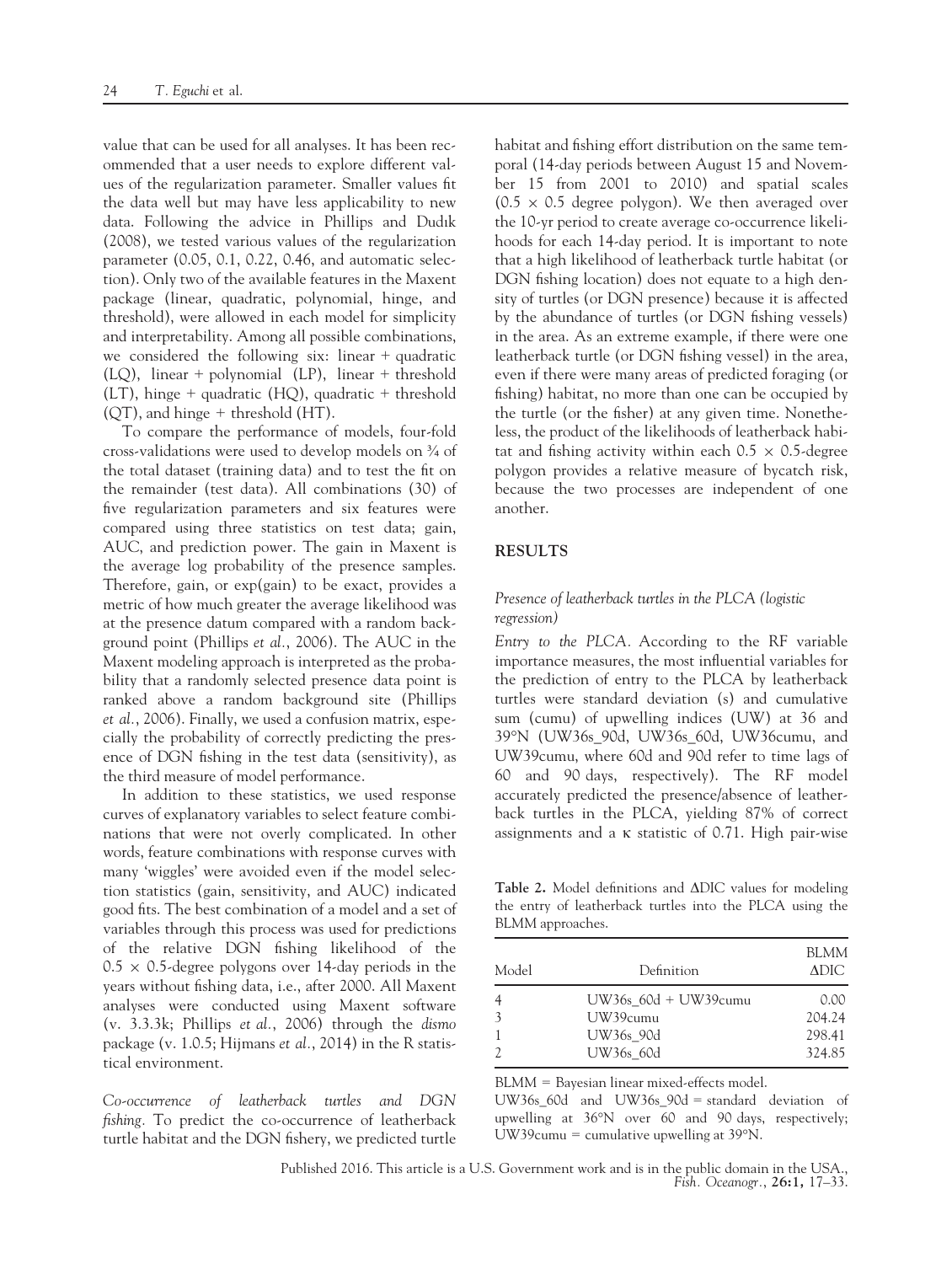value that can be used for all analyses. It has been recommended that a user needs to explore different values of the regularization parameter. Smaller values fit the data well but may have less applicability to new data. Following the advice in Phillips and Dudık (2008), we tested various values of the regularization parameter (0.05, 0.1, 0.22, 0.46, and automatic selection). Only two of the available features in the Maxent package (linear, quadratic, polynomial, hinge, and threshold), were allowed in each model for simplicity and interpretability. Among all possible combinations, we considered the following six: linear + quadratic (LQ), linear + polynomial (LP), linear + threshold (LT), hinge + quadratic (HQ), quadratic + threshold (QT), and hinge + threshold (HT).

To compare the performance of models, four-fold cross-validations were used to develop models on ¾ of the total dataset (training data) and to test the fit on the remainder (test data). All combinations (30) of five regularization parameters and six features were compared using three statistics on test data; gain, AUC, and prediction power. The gain in Maxent is the average log probability of the presence samples. Therefore, gain, or exp(gain) to be exact, provides a metric of how much greater the average likelihood was at the presence datum compared with a random background point (Phillips *et al.*, 2006). The AUC in the Maxent modeling approach is interpreted as the probability that a randomly selected presence data point is ranked above a random background site (Phillips *et al.*, 2006). Finally, we used a confusion matrix, especially the probability of correctly predicting the presence of DGN fishing in the test data (sensitivity), as the third measure of model performance.

In addition to these statistics, we used response curves of explanatory variables to select feature combinations that were not overly complicated. In other words, feature combinations with response curves with many 'wiggles' were avoided even if the model selection statistics (gain, sensitivity, and AUC) indicated good fits. The best combination of a model and a set of variables through this process was used for predictions of the relative DGN fishing likelihood of the $0.5 \times 0.5$-degree polygons over 14-day periods in the years without fishing data, i.e., after 2000. All Maxent analyses were conducted using Maxent software (v. 3.3.3k; Phillips *et al.*, 2006) through the *dismo* package (v. 1.0.5; Hijmans *et al.*, 2014) in the R statistical environment.

*Co-occurrence of leatherback turtles and DGN fishing.* To predict the co-occurrence of leatherback turtle habitat and the DGN fishery, we predicted turtle habitat and fishing effort distribution on the same temporal (14-day periods between August 15 and November 15 from 2001 to 2010) and spatial scales ($0.5 \times 0.5$ degree polygon). We then averaged over the 10-yr period to create average co-occurrence likelihoods for each 14-day period. It is important to note that a high likelihood of leatherback turtle habitat (or DGN fishing location) does not equate to a high density of turtles (or DGN presence) because it is affected by the abundance of turtles (or DGN fishing vessels) in the area. As an extreme example, if there were one leatherback turtle (or DGN fishing vessel) in the area, even if there were many areas of predicted foraging (or fishing) habitat, no more than one can be occupied by the turtle (or the fisher) at any given time. Nonetheless, the product of the likelihoods of leatherback habitat and fishing activity within each $0.5 \times 0.5$-degree polygon provides a relative measure of bycatch risk, because the two processes are independent of one another.

## RESULTS

### *Presence of leatherback turtles in the PLCA (logistic regression)*

*Entry to the PLCA.* According to the RF variable importance measures, the most influential variables for the prediction of entry to the PLCA by leatherback turtles were standard deviation (s) and cumulative sum (cumu) of upwelling indices (UW) at 36 and 39°N (UW36s_90d, UW36s_60d, UW36cumu, and UW39cumu, where 60d and 90d refer to time lags of 60 and 90 days, respectively). The RF model accurately predicted the presence/absence of leatherback turtles in the PLCA, yielding 87% of correct assignments and a κ statistic of 0.71. High pair-wise

**Table 2.** Model definitions and ΔDIC values for modeling the entry of leatherback turtles into the PLCA using the BLMM approaches.

| Model | Definition | BLMM ΔDIC |
|---|---|---|
| 4 | UW36s_60d + UW39cumu | 0.00 |
| 3 | UW39cumu | 204.24 |
| 1 | UW36s_90d | 298.41 |
| 2 | UW36s_60d | 324.85 |

BLMM = Bayesian linear mixed-effects model.

UW36s_60d and UW36s_90d = standard deviation of upwelling at 36°N over 60 and 90 days, respectively; UW39cumu = cumulative upwelling at 39°N.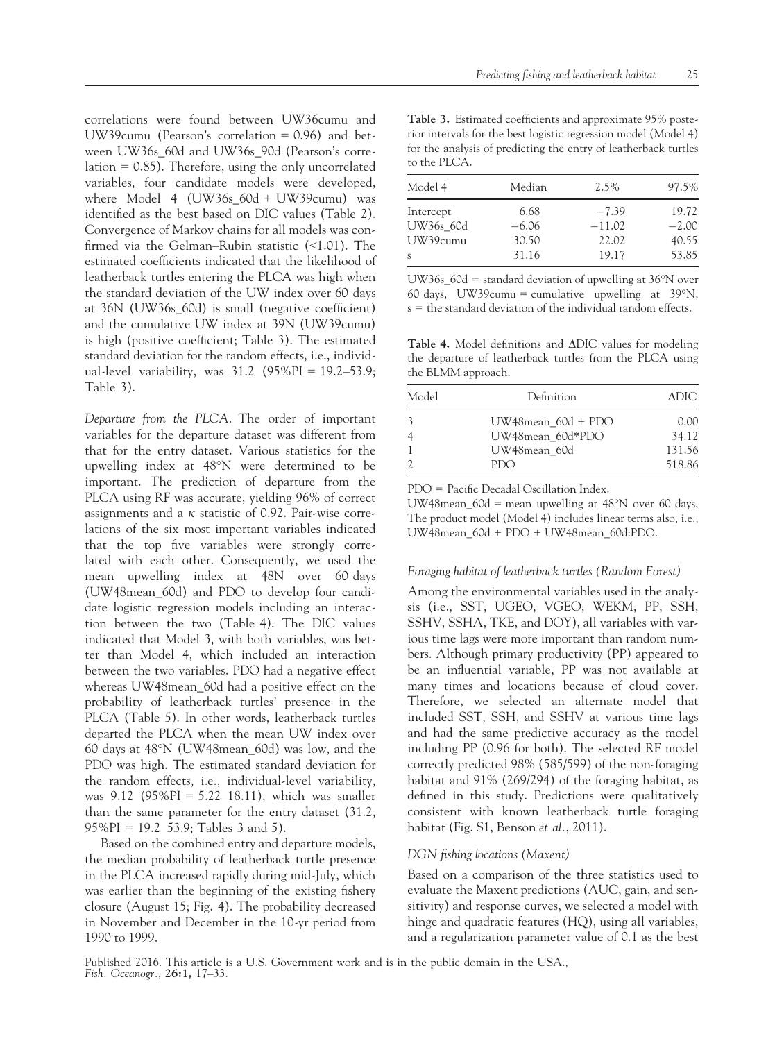correlations were found between UW36cumu and UW39cumu (Pearson's correlation = 0.96) and between UW36s_60d and UW36s_90d (Pearson's correlation = 0.85). Therefore, using the only uncorrelated variables, four candidate models were developed, where Model 4 (UW36s_60d + UW39cumu) was identified as the best based on DIC values (Table 2). Convergence of Markov chains for all models was confirmed via the Gelman–Rubin statistic (<1.01). The estimated coefficients indicated that the likelihood of leatherback turtles entering the PLCA was high when the standard deviation of the UW index over 60 days at 36N (UW36s_60d) is small (negative coefficient) and the cumulative UW index at 39N (UW39cumu) is high (positive coefficient; Table 3). The estimated standard deviation for the random effects, i.e., individual-level variability, was 31.2 (95%PI = 19.2–53.9; Table 3).

*Departure from the PLCA.* The order of important variables for the departure dataset was different from that for the entry dataset. Various statistics for the upwelling index at 48°N were determined to be important. The prediction of departure from the PLCA using RF was accurate, yielding 96% of correct assignments and a $\kappa$ statistic of 0.92. Pair-wise correlations of the six most important variables indicated that the top five variables were strongly correlated with each other. Consequently, we used the mean upwelling index at 48N over 60 days (UW48mean_60d) and PDO to develop four candidate logistic regression models including an interaction between the two (Table 4). The DIC values indicated that Model 3, with both variables, was better than Model 4, which included an interaction between the two variables. PDO had a negative effect whereas UW48mean_60d had a positive effect on the probability of leatherback turtles' presence in the PLCA (Table 5). In other words, leatherback turtles departed the PLCA when the mean UW index over 60 days at 48°N (UW48mean_60d) was low, and the PDO was high. The estimated standard deviation for the random effects, i.e., individual-level variability, was 9.12 (95%PI = 5.22–18.11), which was smaller than the same parameter for the entry dataset (31.2, 95%PI = 19.2–53.9; Tables 3 and 5).

Based on the combined entry and departure models, the median probability of leatherback turtle presence in the PLCA increased rapidly during mid-July, which was earlier than the beginning of the existing fishery closure (August 15; Fig. 4). The probability decreased in November and December in the 10-yr period from 1990 to 1999.

**Table 3.** Estimated coefficients and approximate 95% posterior intervals for the best logistic regression model (Model 4) for the analysis of predicting the entry of leatherback turtles to the PLCA.

| Model 4 | Median | 2.5% | 97.5% |
|---|---|---|---|
| Intercept | 6.68 | −7.39 | 19.72 |
| UW36s_60d | −6.06 | −11.02 | −2.00 |
| UW39cumu | 30.50 | 22.02 | 40.55 |
| s | 31.16 | 19.17 | 53.85 |

UW36s_60d = standard deviation of upwelling at 36°N over 60 days, UW39cumu = cumulative upwelling at 39°N, s = the standard deviation of the individual random effects.

**Table 4.** Model definitions and ΔDIC values for modeling the departure of leatherback turtles from the PLCA using the BLMM approach.

| Model | Definition | ΔDIC |
|---|---|---|
| 3 | UW48mean_60d + PDO | 0.00 |
| 4 | UW48mean_60d*PDO | 34.12 |
| 1 | UW48mean_60d | 131.56 |
| 2 | PDO | 518.86 |

PDO = Pacific Decadal Oscillation Index.
UW48mean_60d = mean upwelling at 48°N over 60 days, The product model (Model 4) includes linear terms also, i.e., UW48mean_60d + PDO + UW48mean_60d:PDO.

### *Foraging habitat of leatherback turtles (Random Forest)*

Among the environmental variables used in the analysis (i.e., SST, UGEO, VGEO, WEKM, PP, SSH, SSHV, SSHA, TKE, and DOY), all variables with various time lags were more important than random numbers. Although primary productivity (PP) appeared to be an influential variable, PP was not available at many times and locations because of cloud cover. Therefore, we selected an alternate model that included SST, SSH, and SSHV at various time lags and had the same predictive accuracy as the model including PP (0.96 for both). The selected RF model correctly predicted 98% (585/599) of the non-foraging habitat and 91% (269/294) of the foraging habitat, as defined in this study. Predictions were qualitatively consistent with known leatherback turtle foraging habitat (Fig. S1, Benson *et al.*, 2011).

### *DGN fishing locations (Maxent)*

Based on a comparison of the three statistics used to evaluate the Maxent predictions (AUC, gain, and sensitivity) and response curves, we selected a model with hinge and quadratic features (HQ), using all variables, and a regularization parameter value of 0.1 as the best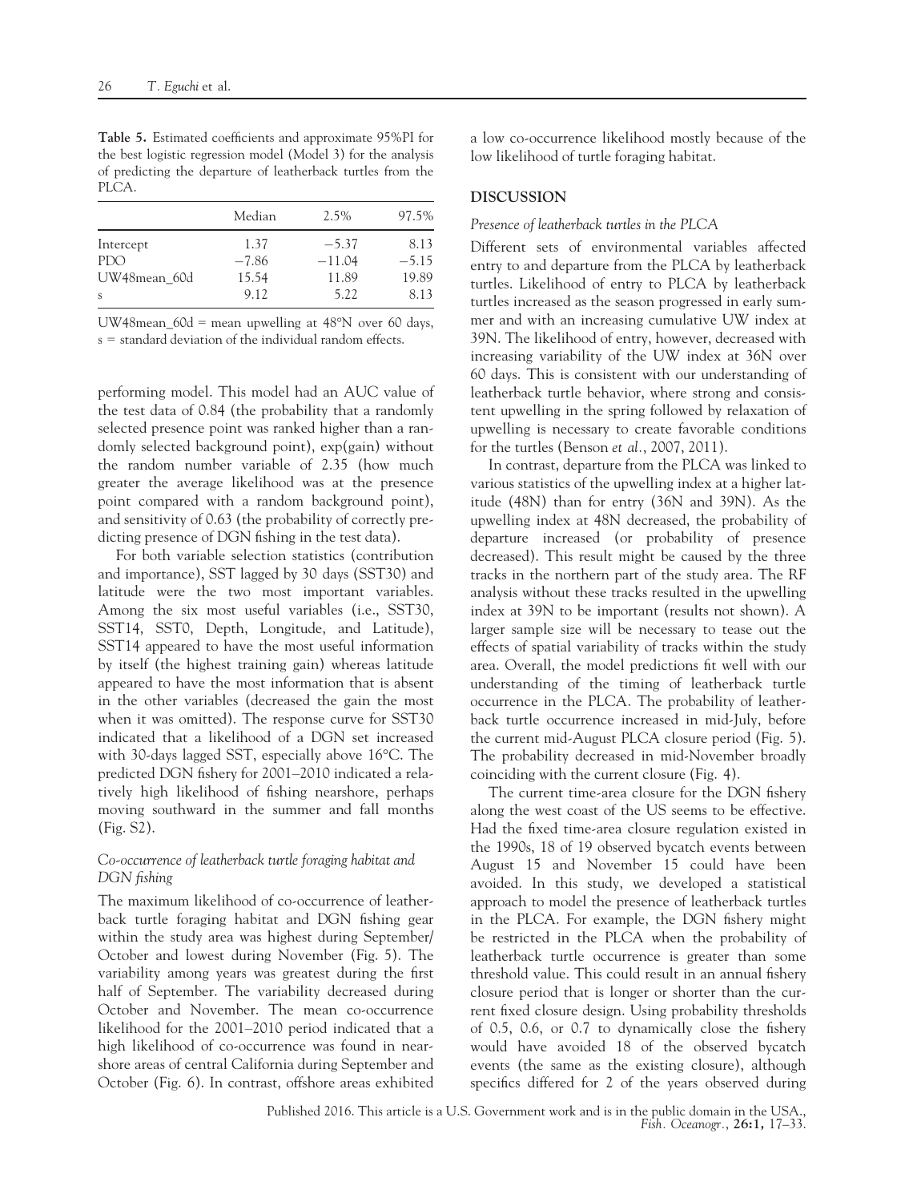**Table 5.** Estimated coefficients and approximate 95%PI for the best logistic regression model (Model 3) for the analysis of predicting the departure of leatherback turtles from the PLCA.

| | Median | 2.5% | 97.5% |
|---|---|---|---|
| Intercept | 1.37 | −5.37 | 8.13 |
| PDO | −7.86 | −11.04 | −5.15 |
| UW48mean_60d | 15.54 | 11.89 | 19.89 |
| s | 9.12 | 5.22 | 8.13 |

UW48mean_60d = mean upwelling at 48°N over 60 days, s = standard deviation of the individual random effects.

performing model. This model had an AUC value of the test data of 0.84 (the probability that a randomly selected presence point was ranked higher than a randomly selected background point), exp(gain) without the random number variable of 2.35 (how much greater the average likelihood was at the presence point compared with a random background point), and sensitivity of 0.63 (the probability of correctly predicting presence of DGN fishing in the test data).

For both variable selection statistics (contribution and importance), SST lagged by 30 days (SST30) and latitude were the two most important variables. Among the six most useful variables (i.e., SST30, SST14, SST0, Depth, Longitude, and Latitude), SST14 appeared to have the most useful information by itself (the highest training gain) whereas latitude appeared to have the most information that is absent in the other variables (decreased the gain the most when it was omitted). The response curve for SST30 indicated that a likelihood of a DGN set increased with 30-days lagged SST, especially above 16°C. The predicted DGN fishery for 2001–2010 indicated a relatively high likelihood of fishing nearshore, perhaps moving southward in the summer and fall months (Fig. S2).

### *Co-occurrence of leatherback turtle foraging habitat and DGN fishing*

The maximum likelihood of co-occurrence of leatherback turtle foraging habitat and DGN fishing gear within the study area was highest during September/October and lowest during November (Fig. 5). The variability among years was greatest during the first half of September. The variability decreased during October and November. The mean co-occurrence likelihood for the 2001–2010 period indicated that a high likelihood of co-occurrence was found in nearshore areas of central California during September and October (Fig. 6). In contrast, offshore areas exhibited a low co-occurrence likelihood mostly because of the low likelihood of turtle foraging habitat.

## DISCUSSION

### *Presence of leatherback turtles in the PLCA*

Different sets of environmental variables affected entry to and departure from the PLCA by leatherback turtles. Likelihood of entry to PLCA by leatherback turtles increased as the season progressed in early summer and with an increasing cumulative UW index at 39N. The likelihood of entry, however, decreased with increasing variability of the UW index at 36N over 60 days. This is consistent with our understanding of leatherback turtle behavior, where strong and consistent upwelling in the spring followed by relaxation of upwelling is necessary to create favorable conditions for the turtles (Benson *et al*., 2007, 2011).

In contrast, departure from the PLCA was linked to various statistics of the upwelling index at a higher latitude (48N) than for entry (36N and 39N). As the upwelling index at 48N decreased, the probability of departure increased (or probability of presence decreased). This result might be caused by the three tracks in the northern part of the study area. The RF analysis without these tracks resulted in the upwelling index at 39N to be important (results not shown). A larger sample size will be necessary to tease out the effects of spatial variability of tracks within the study area. Overall, the model predictions fit well with our understanding of the timing of leatherback turtle occurrence in the PLCA. The probability of leatherback turtle occurrence increased in mid-July, before the current mid-August PLCA closure period (Fig. 5). The probability decreased in mid-November broadly coinciding with the current closure (Fig. 4).

The current time-area closure for the DGN fishery along the west coast of the US seems to be effective. Had the fixed time-area closure regulation existed in the 1990s, 18 of 19 observed bycatch events between August 15 and November 15 could have been avoided. In this study, we developed a statistical approach to model the presence of leatherback turtles in the PLCA. For example, the DGN fishery might be restricted in the PLCA when the probability of leatherback turtle occurrence is greater than some threshold value. This could result in an annual fishery closure period that is longer or shorter than the current fixed closure design. Using probability thresholds of 0.5, 0.6, or 0.7 to dynamically close the fishery would have avoided 18 of the observed bycatch events (the same as the existing closure), although specifics differed for 2 of the years observed during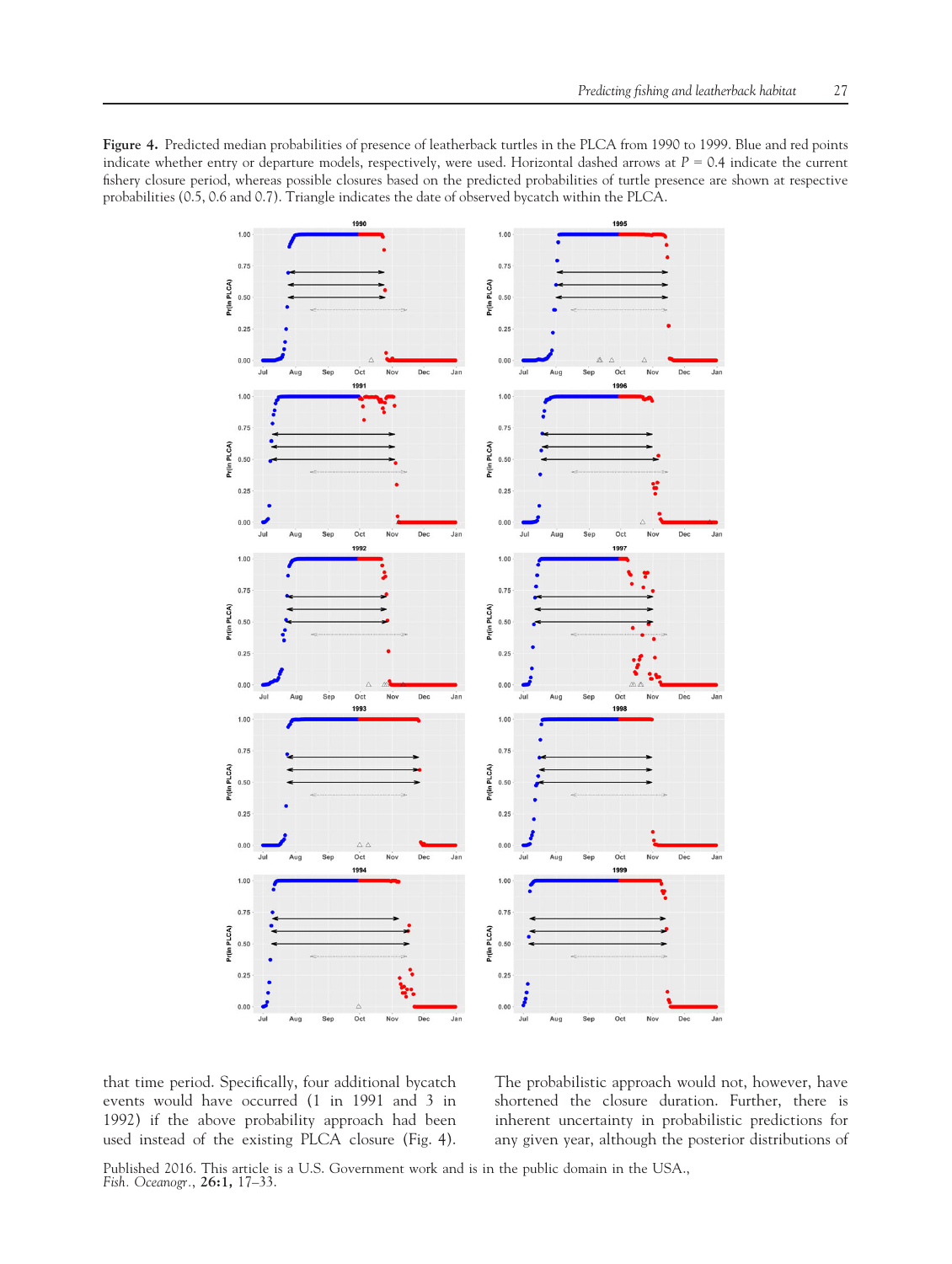**Figure 4.** Predicted median probabilities of presence of leatherback turtles in the PLCA from 1990 to 1999. Blue and red points indicate whether entry or departure models, respectively, were used. Horizontal dashed arrows at $P = 0.4$ indicate the current fishery closure period, whereas possible closures based on the predicted probabilities of turtle presence are shown at respective probabilities (0.5, 0.6 and 0.7). Triangle indicates the date of observed bycatch within the PLCA.

that time period. Specifically, four additional bycatch events would have occurred (1 in 1991 and 3 in 1992) if the above probability approach had been used instead of the existing PLCA closure (Fig. 4). The probabilistic approach would not, however, have shortened the closure duration. Further, there is inherent uncertainty in probabilistic predictions for any given year, although the posterior distributions of

Published 2016. This article is a U.S. Government work and is in the public domain in the USA.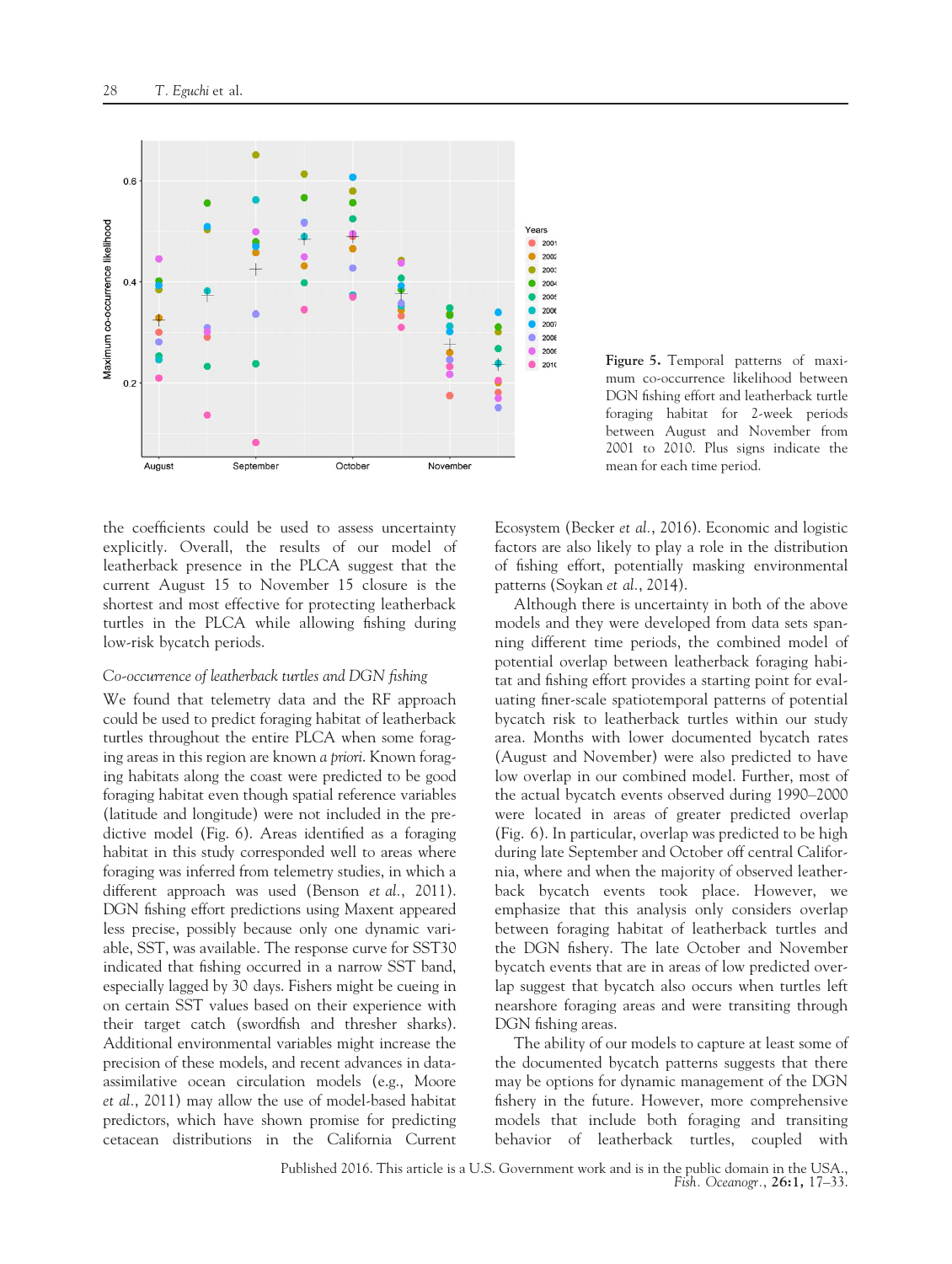Figure 5. Temporal patterns of maximum co-occurrence likelihood between DGN fishing effort and leatherback turtle foraging habitat for 2-week periods between August and November from 2001 to 2010. Plus signs indicate the mean for each time period.

the coefficients could be used to assess uncertainty explicitly. Overall, the results of our model of leatherback presence in the PLCA suggest that the current August 15 to November 15 closure is the shortest and most effective for protecting leatherback turtles in the PLCA while allowing fishing during low-risk bycatch periods.

### *Co-occurrence of leatherback turtles and DGN fishing*

We found that telemetry data and the RF approach could be used to predict foraging habitat of leatherback turtles throughout the entire PLCA when some foraging areas in this region are known *a priori*. Known foraging habitats along the coast were predicted to be good foraging habitat even though spatial reference variables (latitude and longitude) were not included in the predictive model (Fig. 6). Areas identified as a foraging habitat in this study corresponded well to areas where foraging was inferred from telemetry studies, in which a different approach was used (Benson *et al.*, 2011). DGN fishing effort predictions using Maxent appeared less precise, possibly because only one dynamic variable, SST, was available. The response curve for SST30 indicated that fishing occurred in a narrow SST band, especially lagged by 30 days. Fishers might be cueing in on certain SST values based on their experience with their target catch (swordfish and thresher sharks). Additional environmental variables might increase the precision of these models, and recent advances in data-assimilative ocean circulation models (e.g., Moore *et al.*, 2011) may allow the use of model-based habitat predictors, which have shown promise for predicting cetacean distributions in the California Current Ecosystem (Becker *et al.*, 2016). Economic and logistic factors are also likely to play a role in the distribution of fishing effort, potentially masking environmental patterns (Soykan *et al.*, 2014).

Although there is uncertainty in both of the above models and they were developed from data sets spanning different time periods, the combined model of potential overlap between leatherback foraging habitat and fishing effort provides a starting point for evaluating finer-scale spatiotemporal patterns of potential bycatch risk to leatherback turtles within our study area. Months with lower documented bycatch rates (August and November) were also predicted to have low overlap in our combined model. Further, most of the actual bycatch events observed during 1990–2000 were located in areas of greater predicted overlap (Fig. 6). In particular, overlap was predicted to be high during late September and October off central California, where and when the majority of observed leatherback bycatch events took place. However, we emphasize that this analysis only considers overlap between foraging habitat of leatherback turtles and the DGN fishery. The late October and November bycatch events that are in areas of low predicted overlap suggest that bycatch also occurs when turtles left nearshore foraging areas and were transiting through DGN fishing areas.

The ability of our models to capture at least some of the documented bycatch patterns suggests that there may be options for dynamic management of the DGN fishery in the future. However, more comprehensive models that include both foraging and transiting behavior of leatherback turtles, coupled with

Published 2016. This article is a U.S. Government work and is in the public domain in the USA.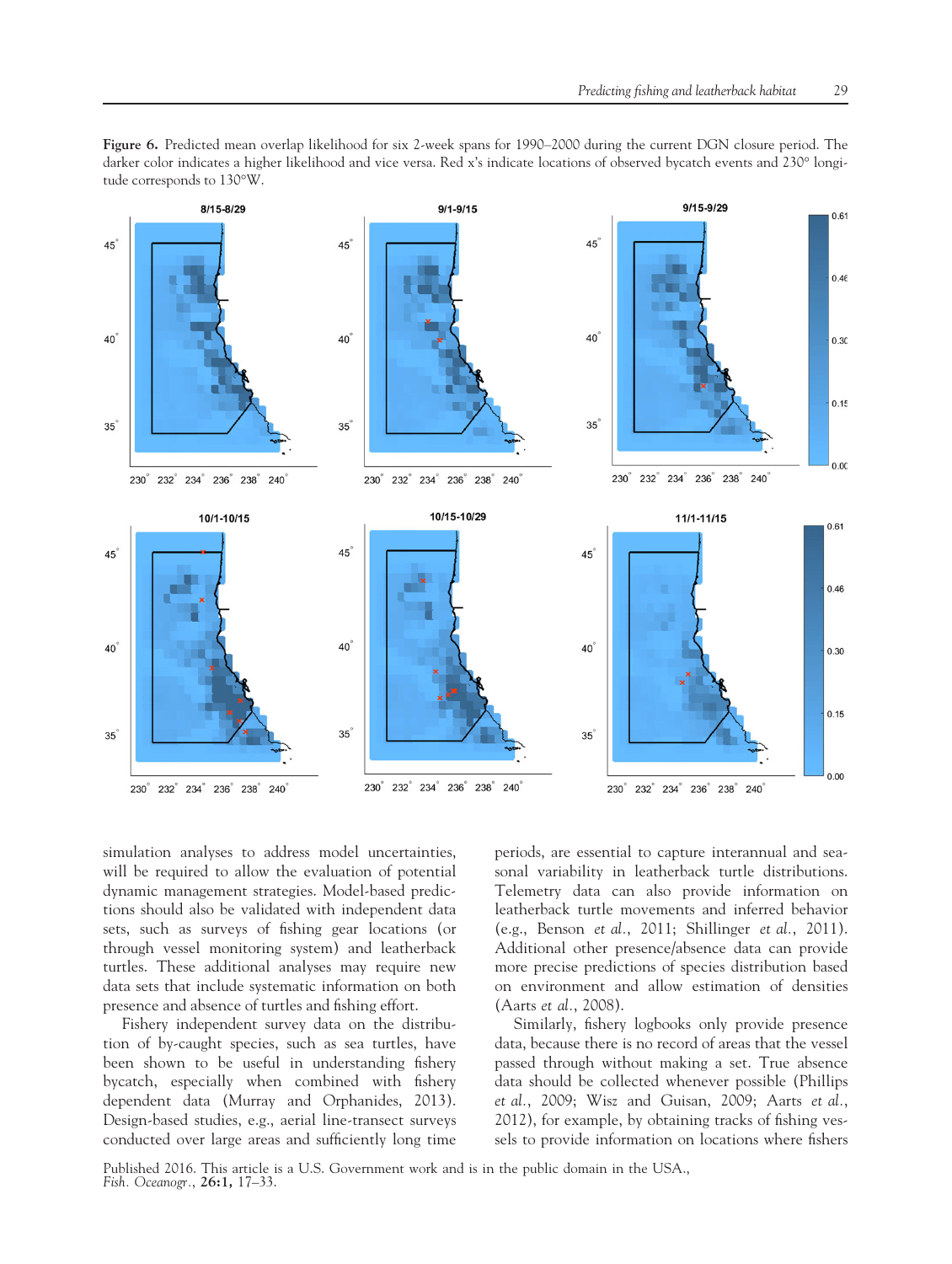**Figure 6.** Predicted mean overlap likelihood for six 2-week spans for 1990–2000 during the current DGN closure period. The darker color indicates a higher likelihood and vice versa. Red x's indicate locations of observed bycatch events and 230° longitude corresponds to 130°W.

simulation analyses to address model uncertainties, will be required to allow the evaluation of potential dynamic management strategies. Model-based predictions should also be validated with independent data sets, such as surveys of fishing gear locations (or through vessel monitoring system) and leatherback turtles. These additional analyses may require new data sets that include systematic information on both presence and absence of turtles and fishing effort.

Fishery independent survey data on the distribution of by-caught species, such as sea turtles, have been shown to be useful in understanding fishery bycatch, especially when combined with fishery dependent data (Murray and Orphanides, 2013). Design-based studies, e.g., aerial line-transect surveys conducted over large areas and sufficiently long time periods, are essential to capture interannual and seasonal variability in leatherback turtle distributions. Telemetry data can also provide information on leatherback turtle movements and inferred behavior (e.g., Benson *et al.*, 2011; Shillinger *et al.*, 2011). Additional other presence/absence data can provide more precise predictions of species distribution based on environment and allow estimation of densities (Aarts *et al.*, 2008).

Similarly, fishery logbooks only provide presence data, because there is no record of areas that the vessel passed through without making a set. True absence data should be collected whenever possible (Phillips *et al.*, 2009; Wisz and Guisan, 2009; Aarts *et al.*, 2012), for example, by obtaining tracks of fishing vessels to provide information on locations where fishers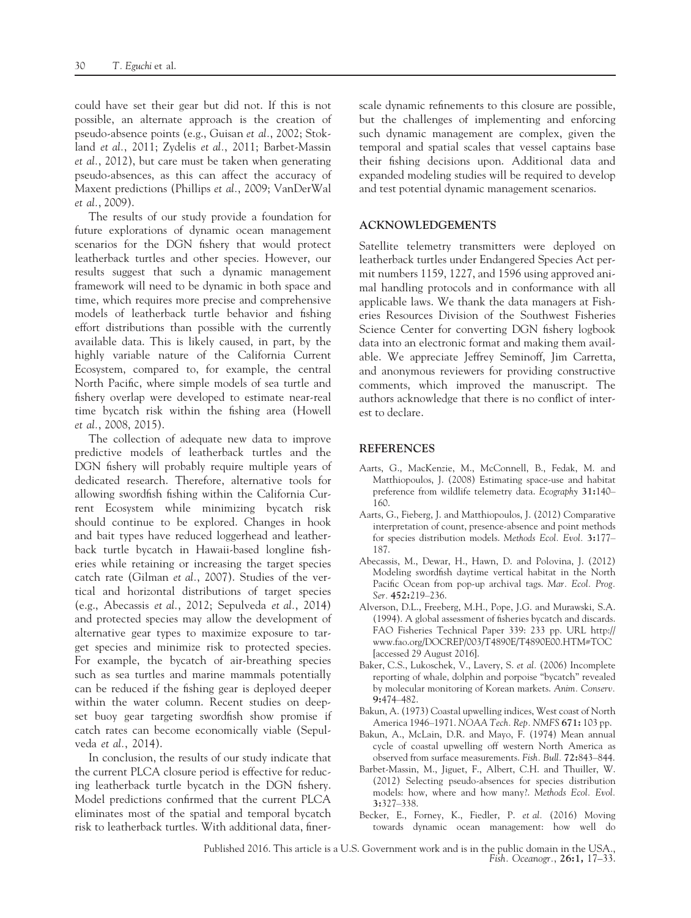could have set their gear but did not. If this is not possible, an alternate approach is the creation of pseudo-absence points (e.g., Guisan *et al.*, 2002; Stokland *et al.*, 2011; Zydelis *et al.*, 2011; Barbet-Massin *et al.*, 2012), but care must be taken when generating pseudo-absences, as this can affect the accuracy of Maxent predictions (Phillips *et al.*, 2009; VanDerWal *et al.*, 2009).

The results of our study provide a foundation for future explorations of dynamic ocean management scenarios for the DGN fishery that would protect leatherback turtles and other species. However, our results suggest that such a dynamic management framework will need to be dynamic in both space and time, which requires more precise and comprehensive models of leatherback turtle behavior and fishing effort distributions than possible with the currently available data. This is likely caused, in part, by the highly variable nature of the California Current Ecosystem, compared to, for example, the central North Pacific, where simple models of sea turtle and fishery overlap were developed to estimate near-real time bycatch risk within the fishing area (Howell *et al.*, 2008, 2015).

The collection of adequate new data to improve predictive models of leatherback turtles and the DGN fishery will probably require multiple years of dedicated research. Therefore, alternative tools for allowing swordfish fishing within the California Current Ecosystem while minimizing bycatch risk should continue to be explored. Changes in hook and bait types have reduced loggerhead and leatherback turtle bycatch in Hawaii-based longline fisheries while retaining or increasing the target species catch rate (Gilman *et al.*, 2007). Studies of the vertical and horizontal distributions of target species (e.g., Abecassis *et al.*, 2012; Sepulveda *et al.*, 2014) and protected species may allow the development of alternative gear types to maximize exposure to target species and minimize risk to protected species. For example, the bycatch of air-breathing species such as sea turtles and marine mammals potentially can be reduced if the fishing gear is deployed deeper within the water column. Recent studies on deep-set buoy gear targeting swordfish show promise if catch rates can become economically viable (Sepulveda *et al.*, 2014).

In conclusion, the results of our study indicate that the current PLCA closure period is effective for reducing leatherback turtle bycatch in the DGN fishery. Model predictions confirmed that the current PLCA eliminates most of the spatial and temporal bycatch risk to leatherback turtles. With additional data, finer-scale dynamic refinements to this closure are possible, but the challenges of implementing and enforcing such dynamic management are complex, given the temporal and spatial scales that vessel captains base their fishing decisions upon. Additional data and expanded modeling studies will be required to develop and test potential dynamic management scenarios.

## ACKNOWLEDGEMENTS

Satellite telemetry transmitters were deployed on leatherback turtles under Endangered Species Act permit numbers 1159, 1227, and 1596 using approved animal handling protocols and in conformance with all applicable laws. We thank the data managers at Fisheries Resources Division of the Southwest Fisheries Science Center for converting DGN fishery logbook data into an electronic format and making them available. We appreciate Jeffrey Seminoff, Jim Carretta, and anonymous reviewers for providing constructive comments, which improved the manuscript. The authors acknowledge that there is no conflict of interest to declare.

## REFERENCES

Aarts, G., MacKenzie, M., McConnell, B., Fedak, M. and Matthiopoulos, J. (2008) Estimating space-use and habitat preference from wildlife telemetry data. *Ecography* **31:**140–160.

Aarts, G., Fieberg, J. and Matthiopoulos, J. (2012) Comparative interpretation of count, presence-absence and point methods for species distribution models. *Methods Ecol. Evol.* **3:**177–187.

Abecassis, M., Dewar, H., Hawn, D. and Polovina, J. (2012) Modeling swordfish daytime vertical habitat in the North Pacific Ocean from pop-up archival tags. *Mar. Ecol. Prog. Ser.* **452:**219–236.

Alverson, D.L., Freeberg, M.H., Pope, J.G. and Murawski, S.A. (1994). A global assessment of fisheries bycatch and discards. FAO Fisheries Technical Paper 339: 233 pp. URL http://www.fao.org/DOCREP/003/T4890E/T4890E00.HTM#TOC [accessed 29 August 2016].

Baker, C.S., Lukoschek, V., Lavery, S. *et al.* (2006) Incomplete reporting of whale, dolphin and porpoise "bycatch" revealed by molecular monitoring of Korean markets. *Anim. Conserv.* **9:**474–482.

Bakun, A. (1973) Coastal upwelling indices, West coast of North America 1946–1971. *NOAA Tech. Rep. NMFS* **671:** 103 pp.

Bakun, A., McLain, D.R. and Mayo, F. (1974) Mean annual cycle of coastal upwelling off western North America as observed from surface measurements. *Fish. Bull.* **72:**843–844.

Barbet-Massin, M., Jiguet, F., Albert, C.H. and Thuiller, W. (2012) Selecting pseudo-absences for species distribution models: how, where and how many?. *Methods Ecol. Evol.* **3:**327–338.

Becker, E., Forney, K., Fiedler, P. *et al.* (2016) Moving towards dynamic ocean management: how well do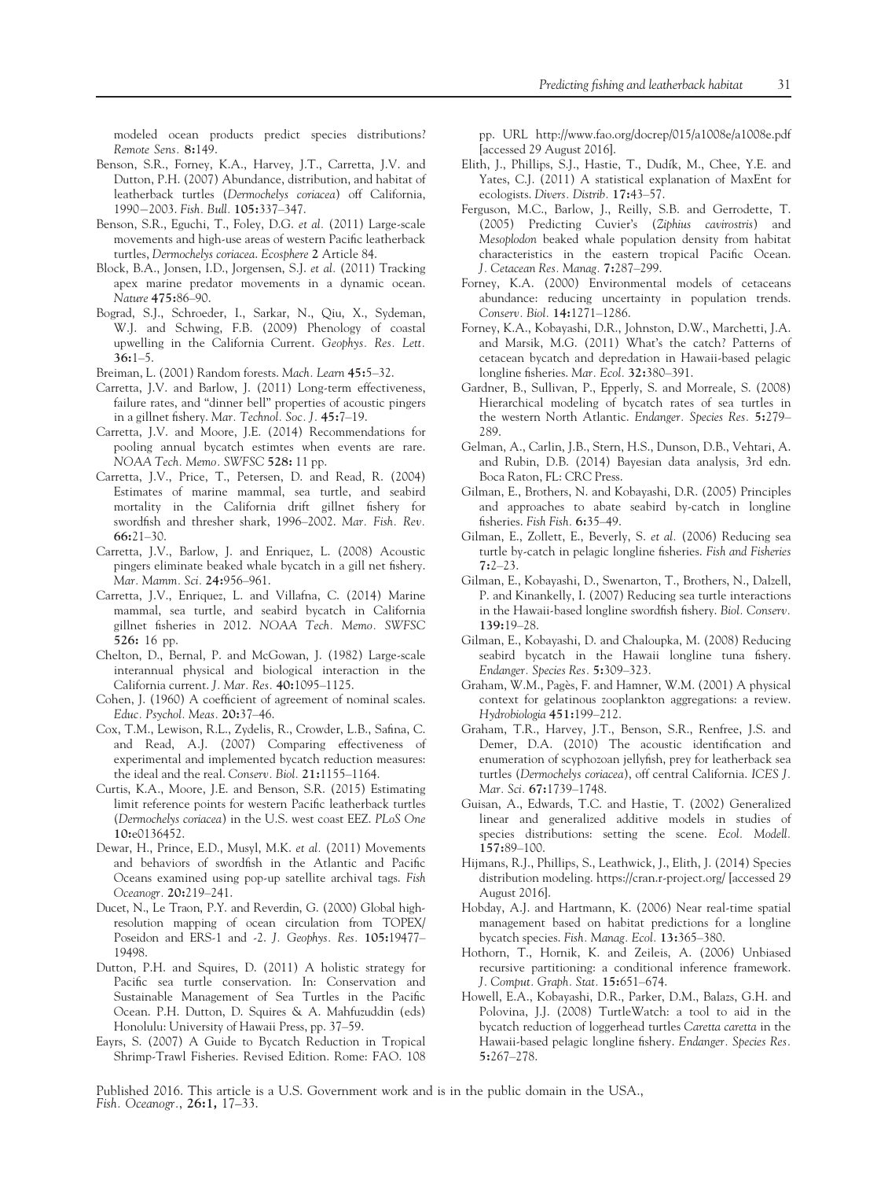modeled ocean products predict species distributions? *Remote Sens.* **8:**149.

Benson, S.R., Forney, K.A., Harvey, J.T., Carretta, J.V. and Dutton, P.H. (2007) Abundance, distribution, and habitat of leatherback turtles (*Dermochelys coriacea*) off California, 1990−2003. *Fish. Bull.* **105:**337–347.

Benson, S.R., Eguchi, T., Foley, D.G. *et al.* (2011) Large-scale movements and high-use areas of western Pacific leatherback turtles, *Dermochelys coriacea*. *Ecosphere* **2** Article 84.

Block, B.A., Jonsen, I.D., Jorgensen, S.J. *et al.* (2011) Tracking apex marine predator movements in a dynamic ocean. *Nature* **475:**86–90.

Bograd, S.J., Schroeder, I., Sarkar, N., Qiu, X., Sydeman, W.J. and Schwing, F.B. (2009) Phenology of coastal upwelling in the California Current. *Geophys. Res. Lett.* **36:**1–5.

Breiman, L. (2001) Random forests. *Mach. Learn* **45:**5–32.

Carretta, J.V. and Barlow, J. (2011) Long-term effectiveness, failure rates, and "dinner bell" properties of acoustic pingers in a gillnet fishery. *Mar. Technol. Soc. J.* **45:**7–19.

Carretta, J.V. and Moore, J.E. (2014) Recommendations for pooling annual bycatch estimtes when events are rare. *NOAA Tech. Memo. SWFSC* **528:** 11 pp.

Carretta, J.V., Price, T., Petersen, D. and Read, R. (2004) Estimates of marine mammal, sea turtle, and seabird mortality in the California drift gillnet fishery for swordfish and thresher shark, 1996–2002. *Mar. Fish. Rev.* **66:**21–30.

Carretta, J.V., Barlow, J. and Enriquez, L. (2008) Acoustic pingers eliminate beaked whale bycatch in a gill net fishery. *Mar. Mamm. Sci.* **24:**956–961.

Carretta, J.V., Enriquez, L. and Villafna, C. (2014) Marine mammal, sea turtle, and seabird bycatch in California gillnet fisheries in 2012. *NOAA Tech. Memo. SWFSC* **526:** 16 pp.

Chelton, D., Bernal, P. and McGowan, J. (1982) Large-scale interannual physical and biological interaction in the California current. *J. Mar. Res.* **40:**1095–1125.

Cohen, J. (1960) A coefficient of agreement of nominal scales. *Educ. Psychol. Meas.* **20:**37–46.

Cox, T.M., Lewison, R.L., Zydelis, R., Crowder, L.B., Safina, C. and Read, A.J. (2007) Comparing effectiveness of experimental and implemented bycatch reduction measures: the ideal and the real. *Conserv. Biol.* **21:**1155–1164.

Curtis, K.A., Moore, J.E. and Benson, S.R. (2015) Estimating limit reference points for western Pacific leatherback turtles (*Dermochelys coriacea*) in the U.S. west coast EEZ. *PLoS One* **10:**e0136452.

Dewar, H., Prince, E.D., Musyl, M.K. *et al.* (2011) Movements and behaviors of swordfish in the Atlantic and Pacific Oceans examined using pop-up satellite archival tags. *Fish Oceanogr.* **20:**219–241.

Ducet, N., Le Traon, P.Y. and Reverdin, G. (2000) Global high-resolution mapping of ocean circulation from TOPEX/Poseidon and ERS-1 and -2. *J. Geophys. Res.* **105:**19477–19498.

Dutton, P.H. and Squires, D. (2011) A holistic strategy for Pacific sea turtle conservation. In: Conservation and Sustainable Management of Sea Turtles in the Pacific Ocean. P.H. Dutton, D. Squires & A. Mahfuzuddin (eds) Honolulu: University of Hawaii Press, pp. 37–59.

Eayrs, S. (2007) A Guide to Bycatch Reduction in Tropical Shrimp-Trawl Fisheries. Revised Edition. Rome: FAO. 108 pp. URL http://www.fao.org/docrep/015/a1008e/a1008e.pdf [accessed 29 August 2016].

Elith, J., Phillips, S.J., Hastie, T., Dudík, M., Chee, Y.E. and Yates, C.J. (2011) A statistical explanation of MaxEnt for ecologists. *Divers. Distrib.* **17:**43–57.

Ferguson, M.C., Barlow, J., Reilly, S.B. and Gerrodette, T. (2005) Predicting Cuvier's (*Ziphius cavirostris*) and *Mesoplodon* beaked whale population density from habitat characteristics in the eastern tropical Pacific Ocean. *J. Cetacean Res. Manag.* **7:**287–299.

Forney, K.A. (2000) Environmental models of cetaceans abundance: reducing uncertainty in population trends. *Conserv. Biol.* **14:**1271–1286.

Forney, K.A., Kobayashi, D.R., Johnston, D.W., Marchetti, J.A. and Marsik, M.G. (2011) What's the catch? Patterns of cetacean bycatch and depredation in Hawaii-based pelagic longline fisheries. *Mar. Ecol.* **32:**380–391.

Gardner, B., Sullivan, P., Epperly, S. and Morreale, S. (2008) Hierarchical modeling of bycatch rates of sea turtles in the western North Atlantic. *Endanger. Species Res.* **5:**279–289.

Gelman, A., Carlin, J.B., Stern, H.S., Dunson, D.B., Vehtari, A. and Rubin, D.B. (2014) Bayesian data analysis, 3rd edn. Boca Raton, FL: CRC Press.

Gilman, E., Brothers, N. and Kobayashi, D.R. (2005) Principles and approaches to abate seabird by-catch in longline fisheries. *Fish Fish.* **6:**35–49.

Gilman, E., Zollett, E., Beverly, S. *et al.* (2006) Reducing sea turtle by-catch in pelagic longline fisheries. *Fish and Fisheries* **7:**2–23.

Gilman, E., Kobayashi, D., Swenarton, T., Brothers, N., Dalzell, P. and Kinankelly, I. (2007) Reducing sea turtle interactions in the Hawaii-based longline swordfish fishery. *Biol. Conserv.* **139:**19–28.

Gilman, E., Kobayashi, D. and Chaloupka, M. (2008) Reducing seabird bycatch in the Hawaii longline tuna fishery. *Endanger. Species Res.* **5:**309–323.

Graham, W.M., Pagès, F. and Hamner, W.M. (2001) A physical context for gelatinous zooplankton aggregations: a review. *Hydrobiologia* **451:**199–212.

Graham, T.R., Harvey, J.T., Benson, S.R., Renfree, J.S. and Demer, D.A. (2010) The acoustic identification and enumeration of scyphozoan jellyfish, prey for leatherback sea turtles (*Dermochelys coriacea*), off central California. *ICES J. Mar. Sci.* **67:**1739–1748.

Guisan, A., Edwards, T.C. and Hastie, T. (2002) Generalized linear and generalized additive models in studies of species distributions: setting the scene. *Ecol. Modell.* **157:**89–100.

Hijmans, R.J., Phillips, S., Leathwick, J., Elith, J. (2014) Species distribution modeling. https://cran.r-project.org/ [accessed 29 August 2016].

Hobday, A.J. and Hartmann, K. (2006) Near real-time spatial management based on habitat predictions for a longline bycatch species. *Fish. Manag. Ecol.* **13:**365–380.

Hothorn, T., Hornik, K. and Zeileis, A. (2006) Unbiased recursive partitioning: a conditional inference framework. *J. Comput. Graph. Stat.* **15:**651–674.

Howell, E.A., Kobayashi, D.R., Parker, D.M., Balazs, G.H. and Polovina, J.J. (2008) TurtleWatch: a tool to aid in the bycatch reduction of loggerhead turtles *Caretta caretta* in the Hawaii-based pelagic longline fishery. *Endanger. Species Res.* **5:**267–278.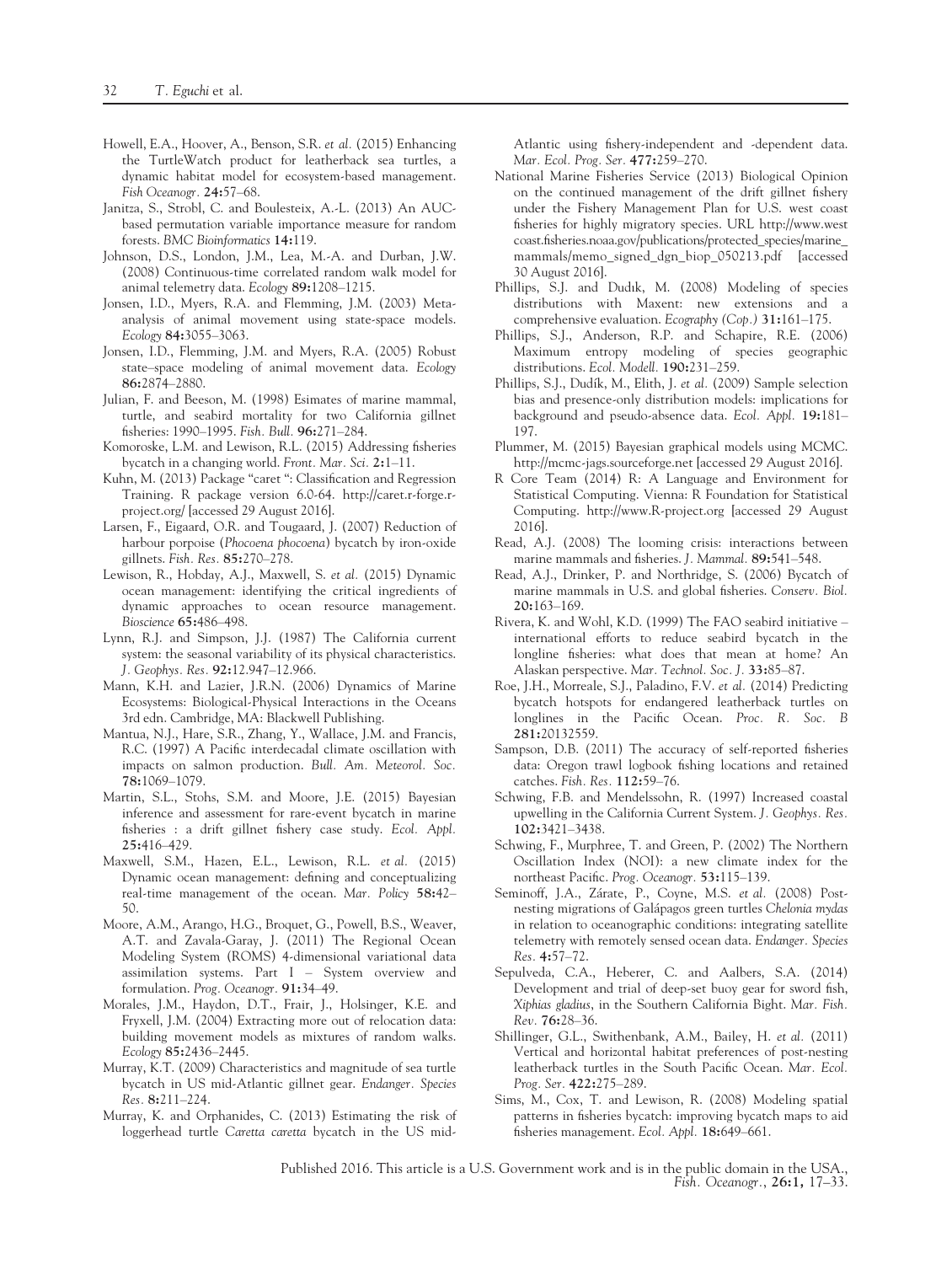Howell, E.A., Hoover, A., Benson, S.R. *et al.* (2015) Enhancing the TurtleWatch product for leatherback sea turtles, a dynamic habitat model for ecosystem-based management. *Fish Oceanogr.* **24:**57–68.

Janitza, S., Strobl, C. and Boulesteix, A.-L. (2013) An AUC-based permutation variable importance measure for random forests. *BMC Bioinformatics* **14:**119.

Johnson, D.S., London, J.M., Lea, M.-A. and Durban, J.W. (2008) Continuous-time correlated random walk model for animal telemetry data. *Ecology* **89:**1208–1215.

Jonsen, I.D., Myers, R.A. and Flemming, J.M. (2003) Meta-analysis of animal movement using state-space models. *Ecology* **84:**3055–3063.

Jonsen, I.D., Flemming, J.M. and Myers, R.A. (2005) Robust state–space modeling of animal movement data. *Ecology* **86:**2874–2880.

Julian, F. and Beeson, M. (1998) Esimates of marine mammal, turtle, and seabird mortality for two California gillnet fisheries: 1990–1995. *Fish. Bull.* **96:**271–284.

Komoroske, L.M. and Lewison, R.L. (2015) Addressing fisheries bycatch in a changing world. *Front. Mar. Sci.* **2:**1–11.

Kuhn, M. (2013) Package "caret ": Classification and Regression Training. R package version 6.0-64. http://caret.r-forge.r-project.org/ [accessed 29 August 2016].

Larsen, F., Eigaard, O.R. and Tougaard, J. (2007) Reduction of harbour porpoise (*Phocoena phocoena*) bycatch by iron-oxide gillnets. *Fish. Res.* **85:**270–278.

Lewison, R., Hobday, A.J., Maxwell, S. *et al.* (2015) Dynamic ocean management: identifying the critical ingredients of dynamic approaches to ocean resource management. *Bioscience* **65:**486–498.

Lynn, R.J. and Simpson, J.J. (1987) The California current system: the seasonal variability of its physical characteristics. *J. Geophys. Res.* **92:**12.947–12.966.

Mann, K.H. and Lazier, J.R.N. (2006) Dynamics of Marine Ecosystems: Biological-Physical Interactions in the Oceans 3rd edn. Cambridge, MA: Blackwell Publishing.

Mantua, N.J., Hare, S.R., Zhang, Y., Wallace, J.M. and Francis, R.C. (1997) A Pacific interdecadal climate oscillation with impacts on salmon production. *Bull. Am. Meteorol. Soc.* **78:**1069–1079.

Martin, S.L., Stohs, S.M. and Moore, J.E. (2015) Bayesian inference and assessment for rare-event bycatch in marine fisheries : a drift gillnet fishery case study. *Ecol. Appl.* **25:**416–429.

Maxwell, S.M., Hazen, E.L., Lewison, R.L. *et al.* (2015) Dynamic ocean management: defining and conceptualizing real-time management of the ocean. *Mar. Policy* **58:**42–50.

Moore, A.M., Arango, H.G., Broquet, G., Powell, B.S., Weaver, A.T. and Zavala-Garay, J. (2011) The Regional Ocean Modeling System (ROMS) 4-dimensional variational data assimilation systems. Part I – System overview and formulation. *Prog. Oceanogr.* **91:**34–49.

Morales, J.M., Haydon, D.T., Frair, J., Holsinger, K.E. and Fryxell, J.M. (2004) Extracting more out of relocation data: building movement models as mixtures of random walks. *Ecology* **85:**2436–2445.

Murray, K.T. (2009) Characteristics and magnitude of sea turtle bycatch in US mid-Atlantic gillnet gear. *Endanger. Species Res.* **8:**211–224.

Murray, K. and Orphanides, C. (2013) Estimating the risk of loggerhead turtle *Caretta caretta* bycatch in the US mid-Atlantic using fishery-independent and -dependent data. *Mar. Ecol. Prog. Ser.* **477:**259–270.

National Marine Fisheries Service (2013) Biological Opinion on the continued management of the drift gillnet fishery under the Fishery Management Plan for U.S. west coast fisheries for highly migratory species. URL http://www.westcoast.fisheries.noaa.gov/publications/protected_species/marine_mammals/memo_signed_dgn_biop_050213.pdf [accessed 30 August 2016].

Phillips, S.J. and Dudık, M. (2008) Modeling of species distributions with Maxent: new extensions and a comprehensive evaluation. *Ecography (Cop.)* **31:**161–175.

Phillips, S.J., Anderson, R.P. and Schapire, R.E. (2006) Maximum entropy modeling of species geographic distributions. *Ecol. Modell.* **190:**231–259.

Phillips, S.J., Dudík, M., Elith, J. *et al.* (2009) Sample selection bias and presence-only distribution models: implications for background and pseudo-absence data. *Ecol. Appl.* **19:**181–197.

Plummer, M. (2015) Bayesian graphical models using MCMC. http://mcmc-jags.sourceforge.net [accessed 29 August 2016].

R Core Team (2014) R: A Language and Environment for Statistical Computing. Vienna: R Foundation for Statistical Computing. http://www.R-project.org [accessed 29 August 2016].

Read, A.J. (2008) The looming crisis: interactions between marine mammals and fisheries. *J. Mammal.* **89:**541–548.

Read, A.J., Drinker, P. and Northridge, S. (2006) Bycatch of marine mammals in U.S. and global fisheries. *Conserv. Biol.* **20:**163–169.

Rivera, K. and Wohl, K.D. (1999) The FAO seabird initiative – international efforts to reduce seabird bycatch in the longline fisheries: what does that mean at home? An Alaskan perspective. *Mar. Technol. Soc. J.* **33:**85–87.

Roe, J.H., Morreale, S.J., Paladino, F.V. *et al.* (2014) Predicting bycatch hotspots for endangered leatherback turtles on longlines in the Pacific Ocean. *Proc. R. Soc. B* **281:**20132559.

Sampson, D.B. (2011) The accuracy of self-reported fisheries data: Oregon trawl logbook fishing locations and retained catches. *Fish. Res.* **112:**59–76.

Schwing, F.B. and Mendelssohn, R. (1997) Increased coastal upwelling in the California Current System. *J. Geophys. Res.* **102:**3421–3438.

Schwing, F., Murphree, T. and Green, P. (2002) The Northern Oscillation Index (NOI): a new climate index for the northeast Pacific. *Prog. Oceanogr.* **53:**115–139.

Seminoff, J.A., Zárate, P., Coyne, M.S. *et al.* (2008) Post-nesting migrations of Galápagos green turtles *Chelonia mydas* in relation to oceanographic conditions: integrating satellite telemetry with remotely sensed ocean data. *Endanger. Species Res.* **4:**57–72.

Sepulveda, C.A., Heberer, C. and Aalbers, S.A. (2014) Development and trial of deep-set buoy gear for sword fish, *Xiphias gladius*, in the Southern California Bight. *Mar. Fish. Rev.* **76:**28–36.

Shillinger, G.L., Swithenbank, A.M., Bailey, H. *et al.* (2011) Vertical and horizontal habitat preferences of post-nesting leatherback turtles in the South Pacific Ocean. *Mar. Ecol. Prog. Ser.* **422:**275–289.

Sims, M., Cox, T. and Lewison, R. (2008) Modeling spatial patterns in fisheries bycatch: improving bycatch maps to aid fisheries management. *Ecol. Appl.* **18:**649–661.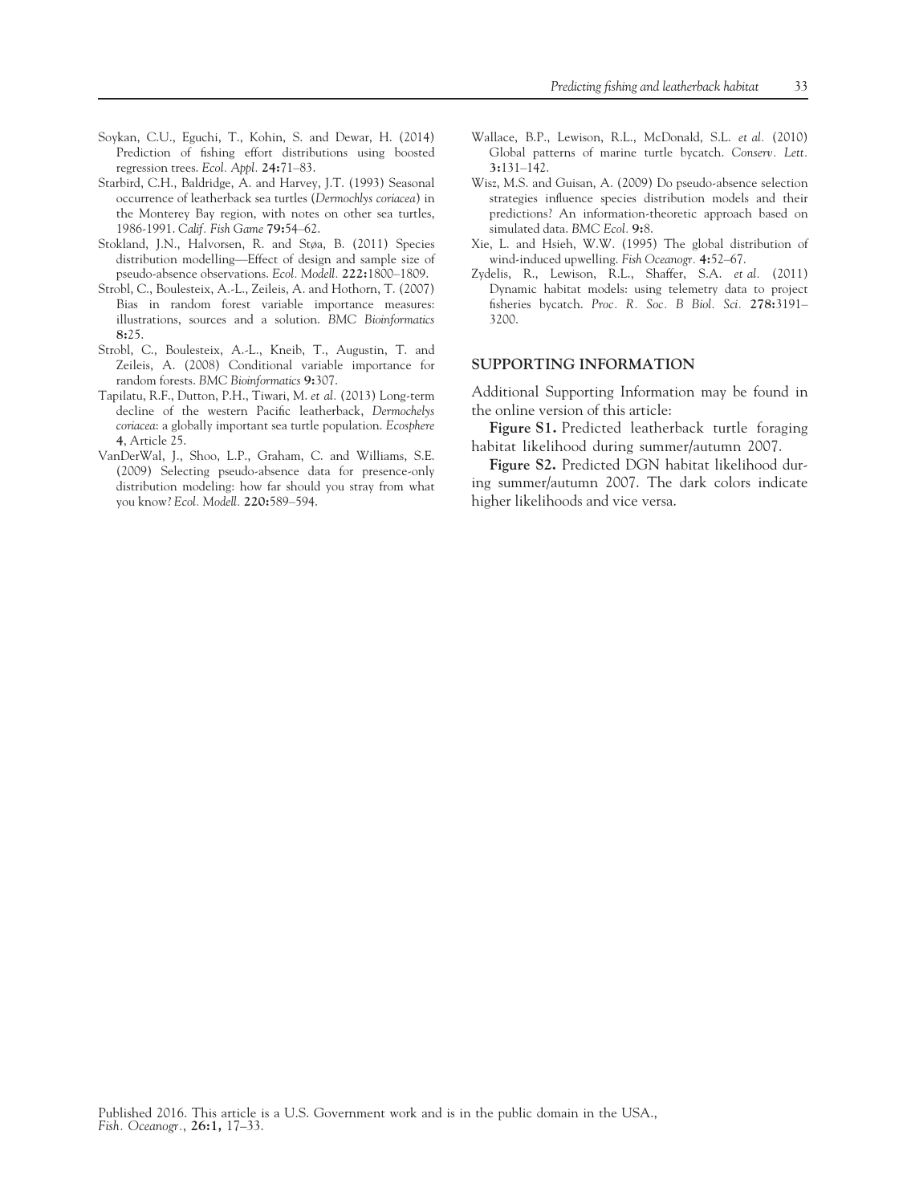Soykan, C.U., Eguchi, T., Kohin, S. and Dewar, H. (2014) Prediction of fishing effort distributions using boosted regression trees. *Ecol. Appl.* **24:**71–83.

Starbird, C.H., Baldridge, A. and Harvey, J.T. (1993) Seasonal occurrence of leatherback sea turtles (*Dermochlys coriacea*) in the Monterey Bay region, with notes on other sea turtles, 1986-1991. *Calif. Fish Game* **79:**54–62.

Stokland, J.N., Halvorsen, R. and Støa, B. (2011) Species distribution modelling—Effect of design and sample size of pseudo-absence observations. *Ecol. Modell.* **222:**1800–1809.

Strobl, C., Boulesteix, A.-L., Zeileis, A. and Hothorn, T. (2007) Bias in random forest variable importance measures: illustrations, sources and a solution. *BMC Bioinformatics* **8:**25.

Strobl, C., Boulesteix, A.-L., Kneib, T., Augustin, T. and Zeileis, A. (2008) Conditional variable importance for random forests. *BMC Bioinformatics* **9:**307.

Tapilatu, R.F., Dutton, P.H., Tiwari, M. *et al.* (2013) Long-term decline of the western Pacific leatherback, *Dermochelys coriacea*: a globally important sea turtle population. *Ecosphere* **4**, Article 25.

VanDerWal, J., Shoo, L.P., Graham, C. and Williams, S.E. (2009) Selecting pseudo-absence data for presence-only distribution modeling: how far should you stray from what you know? *Ecol. Modell.* **220:**589–594.

Wallace, B.P., Lewison, R.L., McDonald, S.L. *et al.* (2010) Global patterns of marine turtle bycatch. *Conserv. Lett.* **3:**131–142.

Wisz, M.S. and Guisan, A. (2009) Do pseudo-absence selection strategies influence species distribution models and their predictions? An information-theoretic approach based on simulated data. *BMC Ecol.* **9:**8.

Xie, L. and Hsieh, W.W. (1995) The global distribution of wind-induced upwelling. *Fish Oceanogr.* **4:**52–67.

Zydelis, R., Lewison, R.L., Shaffer, S.A. *et al.* (2011) Dynamic habitat models: using telemetry data to project fisheries bycatch. *Proc. R. Soc. B Biol. Sci.* **278:**3191–3200.

## SUPPORTING INFORMATION

Additional Supporting Information may be found in the online version of this article:

**Figure S1.** Predicted leatherback turtle foraging habitat likelihood during summer/autumn 2007.

**Figure S2.** Predicted DGN habitat likelihood during summer/autumn 2007. The dark colors indicate higher likelihoods and vice versa.

Published 2016. This article is a U.S. Government work and is in the public domain in the USA.